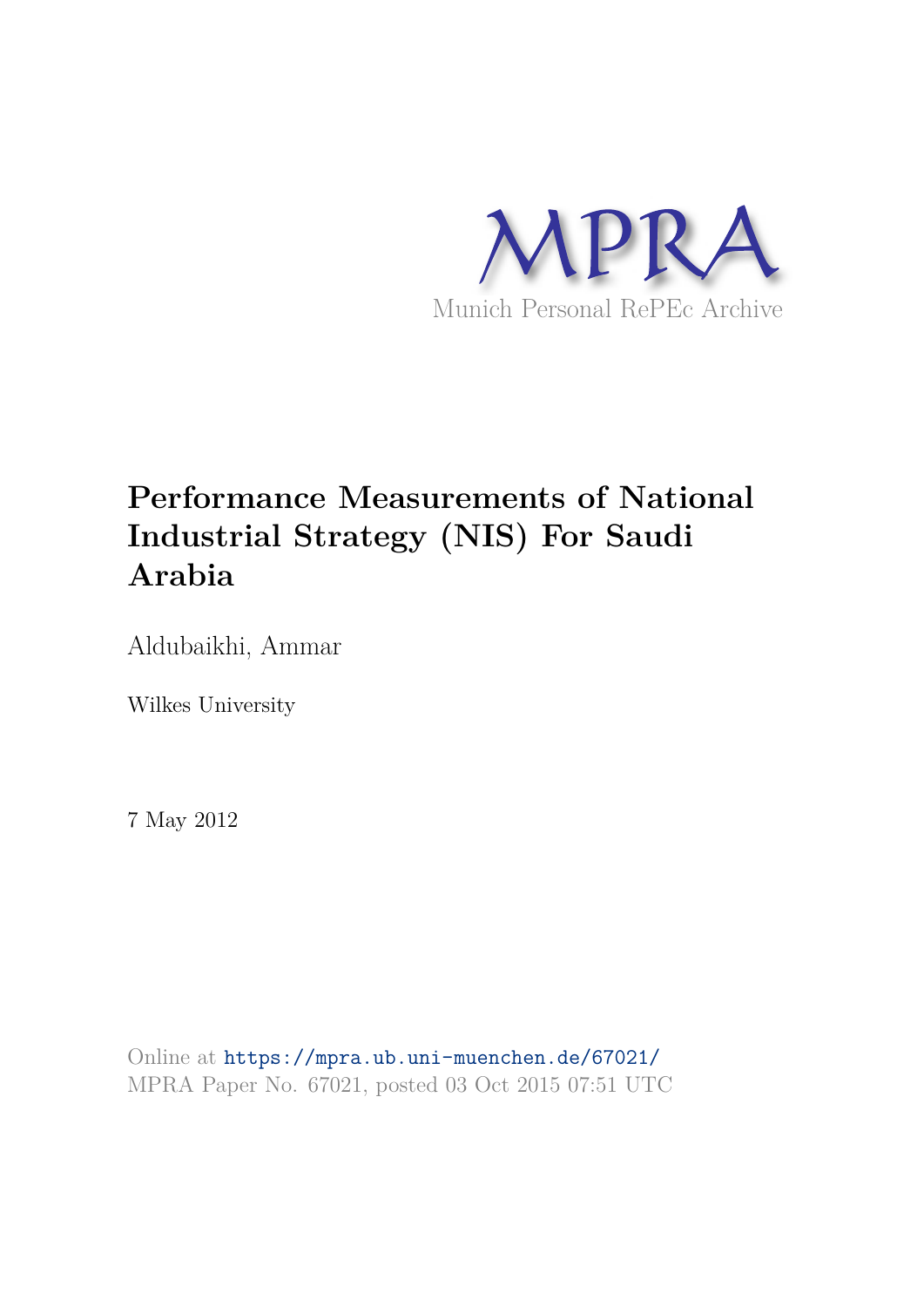MPRA

Munich Personal RePEc Archive

# Performance Measurements of National Industrial Strategy (NIS) For Saudi Arabia

Aldubaikhi, Ammar

Wilkes University

7 May 2012

Online at https://mpra.ub.uni-muenchen.de/67021/
MPRA Paper No. 67021, posted 03 Oct 2015 07:51 UTC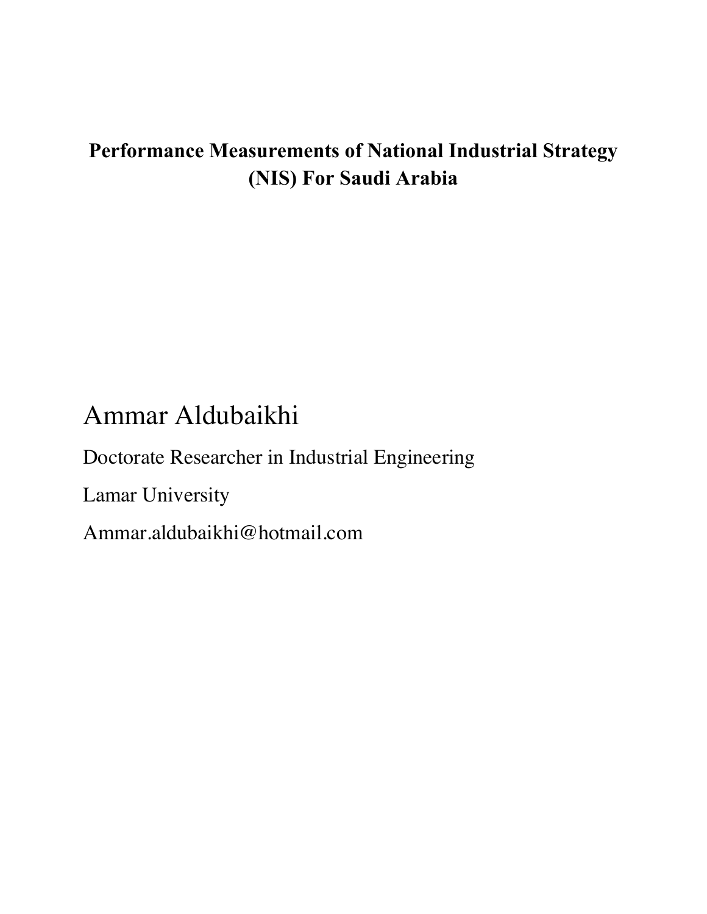# Performance Measurements of National Industrial Strategy (NIS) For Saudi Arabia

Ammar Aldubaikhi

Doctorate Researcher in Industrial Engineering

Lamar University

Ammar.aldubaikhi@hotmail.com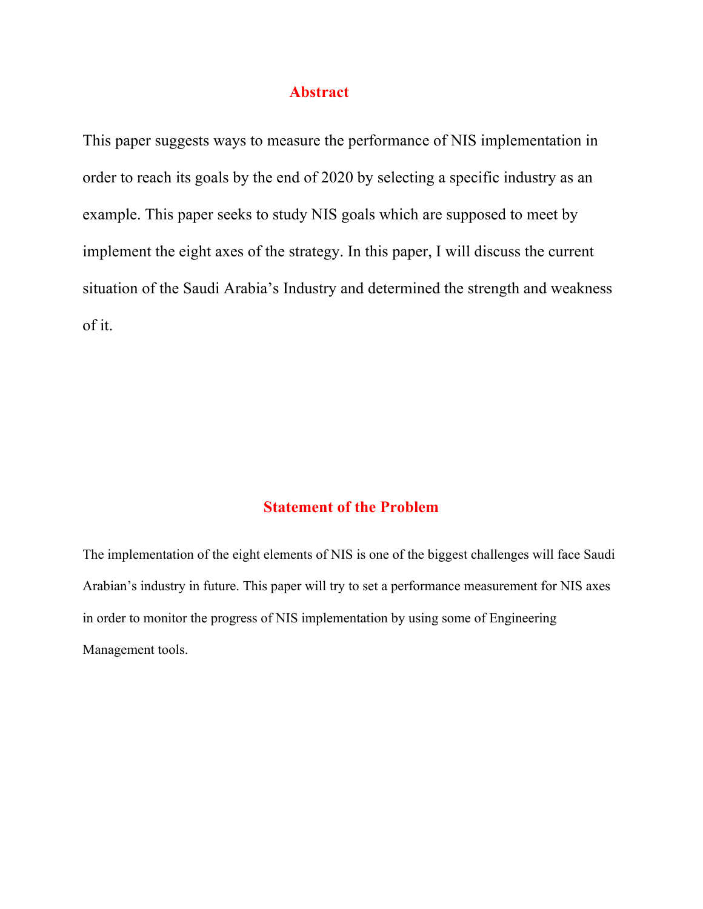## Abstract

This paper suggests ways to measure the performance of NIS implementation in order to reach its goals by the end of 2020 by selecting a specific industry as an example. This paper seeks to study NIS goals which are supposed to meet by implement the eight axes of the strategy. In this paper, I will discuss the current situation of the Saudi Arabia's Industry and determined the strength and weakness of it.

## Statement of the Problem

The implementation of the eight elements of NIS is one of the biggest challenges will face Saudi Arabian's industry in future. This paper will try to set a performance measurement for NIS axes in order to monitor the progress of NIS implementation by using some of Engineering Management tools.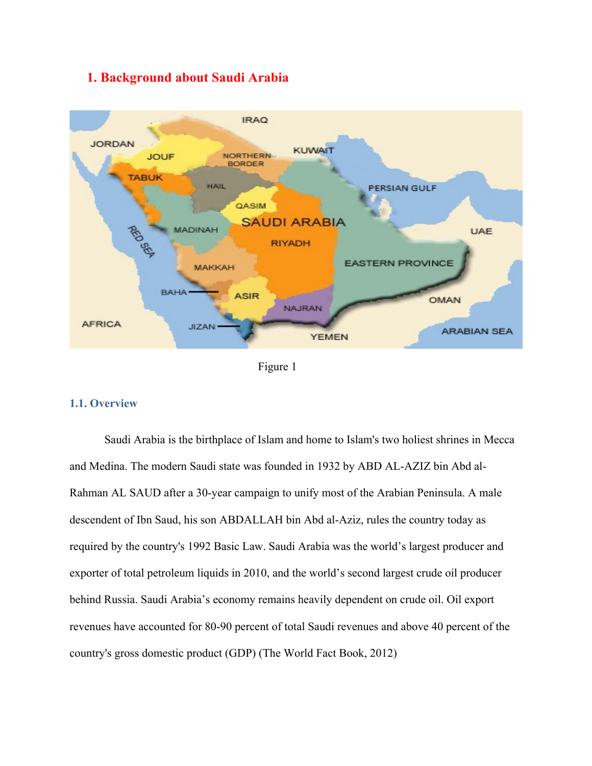# 1. Background about Saudi Arabia

Figure 1

## 1.1. Overview

Saudi Arabia is the birthplace of Islam and home to Islam's two holiest shrines in Mecca and Medina. The modern Saudi state was founded in 1932 by ABD AL-AZIZ bin Abd al-Rahman AL SAUD after a 30-year campaign to unify most of the Arabian Peninsula. A male descendent of Ibn Saud, his son ABDALLAH bin Abd al-Aziz, rules the country today as required by the country's 1992 Basic Law. Saudi Arabia was the world's largest producer and exporter of total petroleum liquids in 2010, and the world's second largest crude oil producer behind Russia. Saudi Arabia's economy remains heavily dependent on crude oil. Oil export revenues have accounted for 80-90 percent of total Saudi revenues and above 40 percent of the country's gross domestic product (GDP) (The World Fact Book, 2012)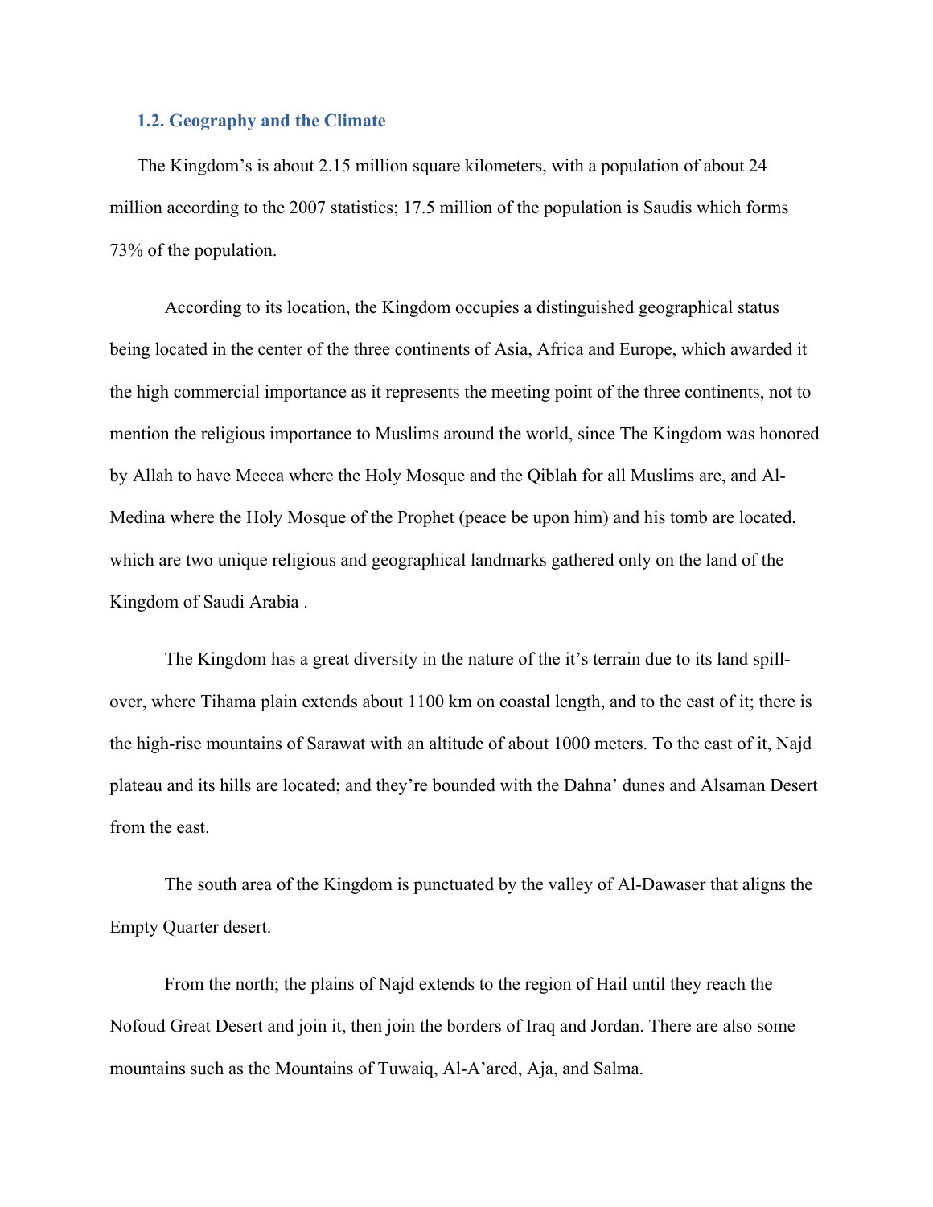### 1.2. Geography and the Climate

The Kingdom's is about 2.15 million square kilometers, with a population of about 24 million according to the 2007 statistics; 17.5 million of the population is Saudis which forms 73% of the population.

According to its location, the Kingdom occupies a distinguished geographical status being located in the center of the three continents of Asia, Africa and Europe, which awarded it the high commercial importance as it represents the meeting point of the three continents, not to mention the religious importance to Muslims around the world, since The Kingdom was honored by Allah to have Mecca where the Holy Mosque and the Qiblah for all Muslims are, and Al-Medina where the Holy Mosque of the Prophet (peace be upon him) and his tomb are located, which are two unique religious and geographical landmarks gathered only on the land of the Kingdom of Saudi Arabia .

The Kingdom has a great diversity in the nature of the it's terrain due to its land spill-over, where Tihama plain extends about 1100 km on coastal length, and to the east of it; there is the high-rise mountains of Sarawat with an altitude of about 1000 meters. To the east of it, Najd plateau and its hills are located; and they're bounded with the Dahna' dunes and Alsaman Desert from the east.

The south area of the Kingdom is punctuated by the valley of Al-Dawaser that aligns the Empty Quarter desert.

From the north; the plains of Najd extends to the region of Hail until they reach the Nofoud Great Desert and join it, then join the borders of Iraq and Jordan. There are also some mountains such as the Mountains of Tuwaiq, Al-A'ared, Aja, and Salma.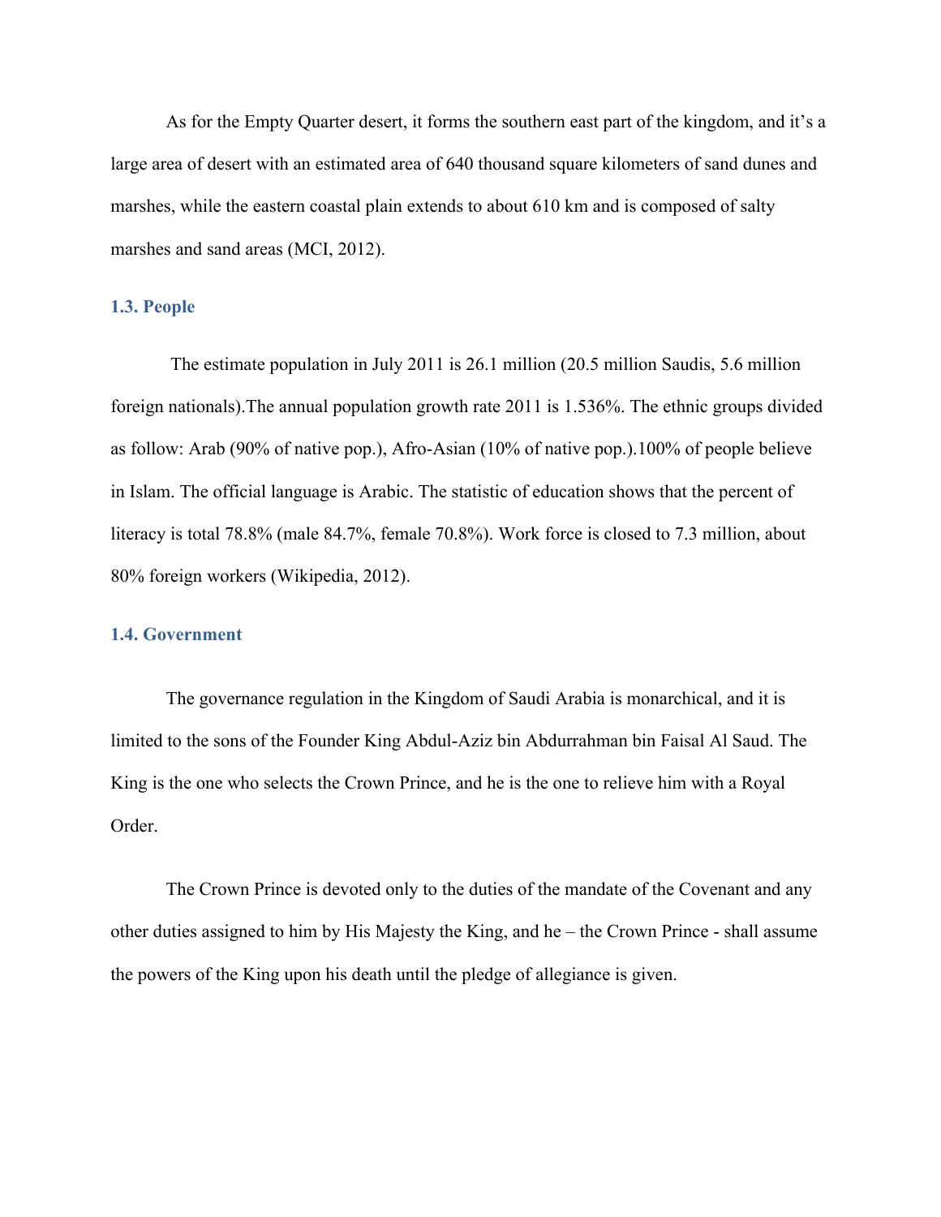As for the Empty Quarter desert, it forms the southern east part of the kingdom, and it's a large area of desert with an estimated area of 640 thousand square kilometers of sand dunes and marshes, while the eastern coastal plain extends to about 610 km and is composed of salty marshes and sand areas (MCI, 2012).

### 1.3. People

The estimate population in July 2011 is 26.1 million (20.5 million Saudis, 5.6 million foreign nationals).The annual population growth rate 2011 is 1.536%. The ethnic groups divided as follow: Arab (90% of native pop.), Afro-Asian (10% of native pop.).100% of people believe in Islam. The official language is Arabic. The statistic of education shows that the percent of literacy is total 78.8% (male 84.7%, female 70.8%). Work force is closed to 7.3 million, about 80% foreign workers (Wikipedia, 2012).

### 1.4. Government

The governance regulation in the Kingdom of Saudi Arabia is monarchical, and it is limited to the sons of the Founder King Abdul-Aziz bin Abdurrahman bin Faisal Al Saud. The King is the one who selects the Crown Prince, and he is the one to relieve him with a Royal Order.

The Crown Prince is devoted only to the duties of the mandate of the Covenant and any other duties assigned to him by His Majesty the King, and he – the Crown Prince - shall assume the powers of the King upon his death until the pledge of allegiance is given.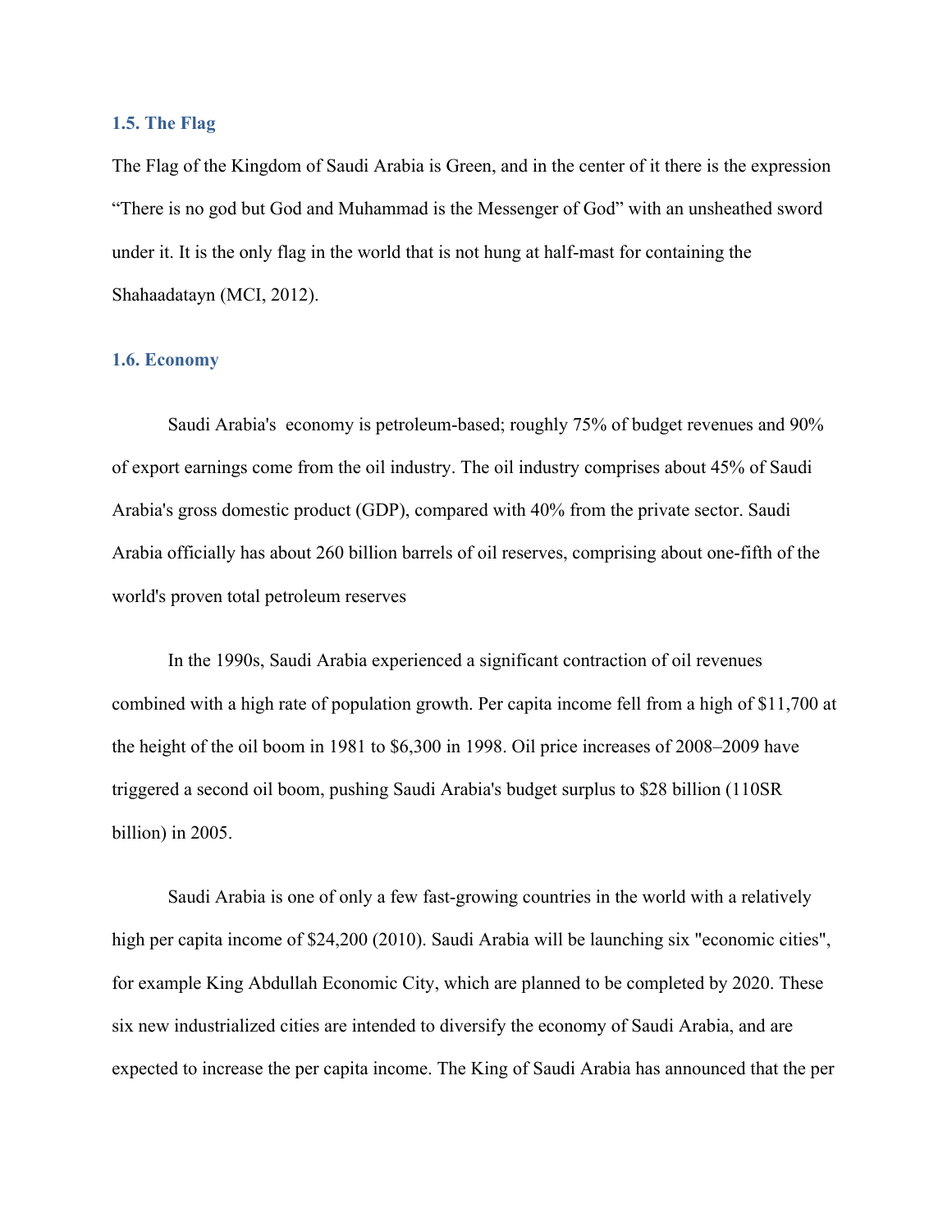### 1.5. The Flag

The Flag of the Kingdom of Saudi Arabia is Green, and in the center of it there is the expression "There is no god but God and Muhammad is the Messenger of God" with an unsheathed sword under it. It is the only flag in the world that is not hung at half-mast for containing the Shahaadatayn (MCI, 2012).

### 1.6. Economy

Saudi Arabia's economy is petroleum-based; roughly 75% of budget revenues and 90% of export earnings come from the oil industry. The oil industry comprises about 45% of Saudi Arabia's gross domestic product (GDP), compared with 40% from the private sector. Saudi Arabia officially has about 260 billion barrels of oil reserves, comprising about one-fifth of the world's proven total petroleum reserves

In the 1990s, Saudi Arabia experienced a significant contraction of oil revenues combined with a high rate of population growth. Per capita income fell from a high of $11,700 at the height of the oil boom in 1981 to $6,300 in 1998. Oil price increases of 2008–2009 have triggered a second oil boom, pushing Saudi Arabia's budget surplus to $28 billion (110SR billion) in 2005.

Saudi Arabia is one of only a few fast-growing countries in the world with a relatively high per capita income of $24,200 (2010). Saudi Arabia will be launching six "economic cities", for example King Abdullah Economic City, which are planned to be completed by 2020. These six new industrialized cities are intended to diversify the economy of Saudi Arabia, and are expected to increase the per capita income. The King of Saudi Arabia has announced that the per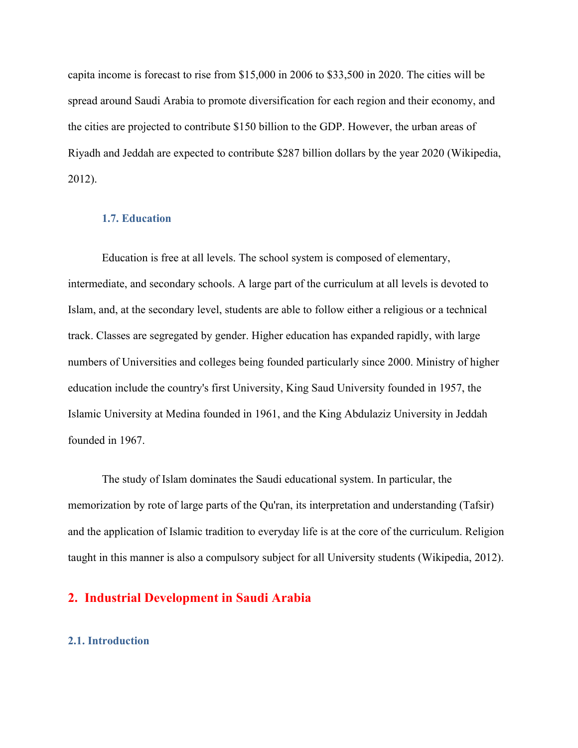capita income is forecast to rise from $15,000 in 2006 to $33,500 in 2020. The cities will be spread around Saudi Arabia to promote diversification for each region and their economy, and the cities are projected to contribute $150 billion to the GDP. However, the urban areas of Riyadh and Jeddah are expected to contribute $287 billion dollars by the year 2020 (Wikipedia, 2012).

### 1.7. Education

Education is free at all levels. The school system is composed of elementary, intermediate, and secondary schools. A large part of the curriculum at all levels is devoted to Islam, and, at the secondary level, students are able to follow either a religious or a technical track. Classes are segregated by gender. Higher education has expanded rapidly, with large numbers of Universities and colleges being founded particularly since 2000. Ministry of higher education include the country's first University, King Saud University founded in 1957, the Islamic University at Medina founded in 1961, and the King Abdulaziz University in Jeddah founded in 1967.

The study of Islam dominates the Saudi educational system. In particular, the memorization by rote of large parts of the Qu'ran, its interpretation and understanding (Tafsir) and the application of Islamic tradition to everyday life is at the core of the curriculum. Religion taught in this manner is also a compulsory subject for all University students (Wikipedia, 2012).

## 2. Industrial Development in Saudi Arabia

### 2.1. Introduction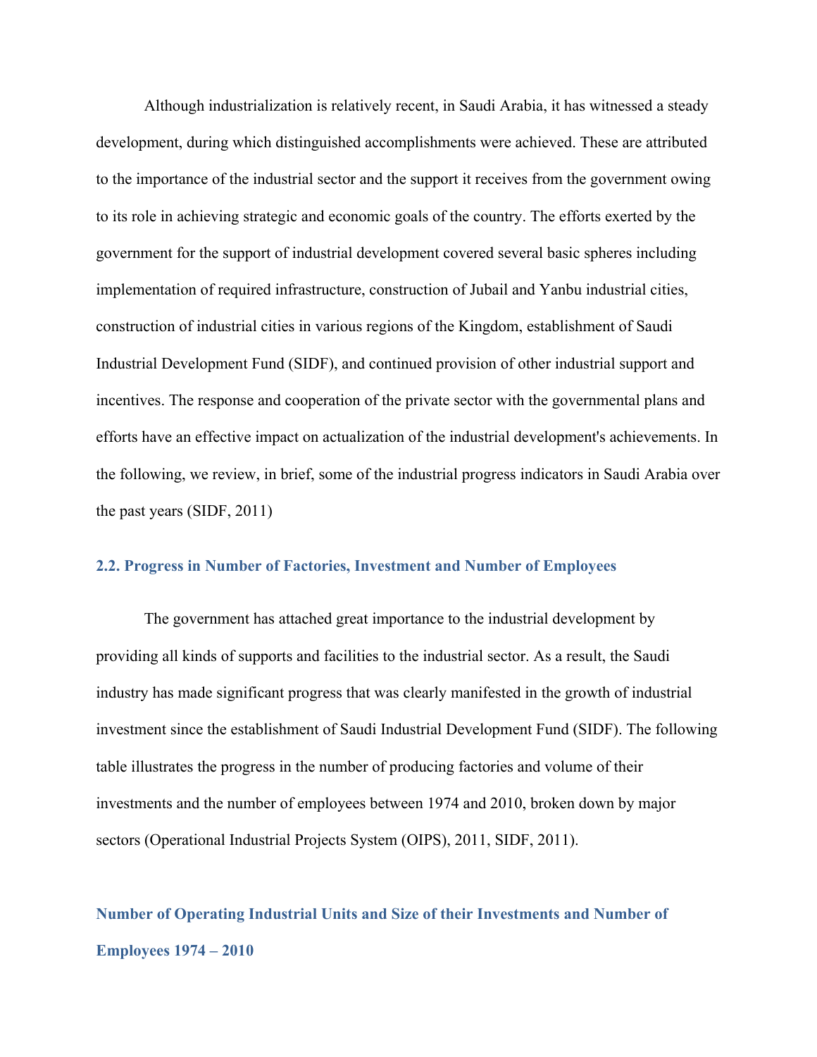Although industrialization is relatively recent, in Saudi Arabia, it has witnessed a steady development, during which distinguished accomplishments were achieved. These are attributed to the importance of the industrial sector and the support it receives from the government owing to its role in achieving strategic and economic goals of the country. The efforts exerted by the government for the support of industrial development covered several basic spheres including implementation of required infrastructure, construction of Jubail and Yanbu industrial cities, construction of industrial cities in various regions of the Kingdom, establishment of Saudi Industrial Development Fund (SIDF), and continued provision of other industrial support and incentives. The response and cooperation of the private sector with the governmental plans and efforts have an effective impact on actualization of the industrial development's achievements. In the following, we review, in brief, some of the industrial progress indicators in Saudi Arabia over the past years (SIDF, 2011)

### 2.2. Progress in Number of Factories, Investment and Number of Employees

The government has attached great importance to the industrial development by providing all kinds of supports and facilities to the industrial sector. As a result, the Saudi industry has made significant progress that was clearly manifested in the growth of industrial investment since the establishment of Saudi Industrial Development Fund (SIDF). The following table illustrates the progress in the number of producing factories and volume of their investments and the number of employees between 1974 and 2010, broken down by major sectors (Operational Industrial Projects System (OIPS), 2011, SIDF, 2011).

### Number of Operating Industrial Units and Size of their Investments and Number of Employees 1974 – 2010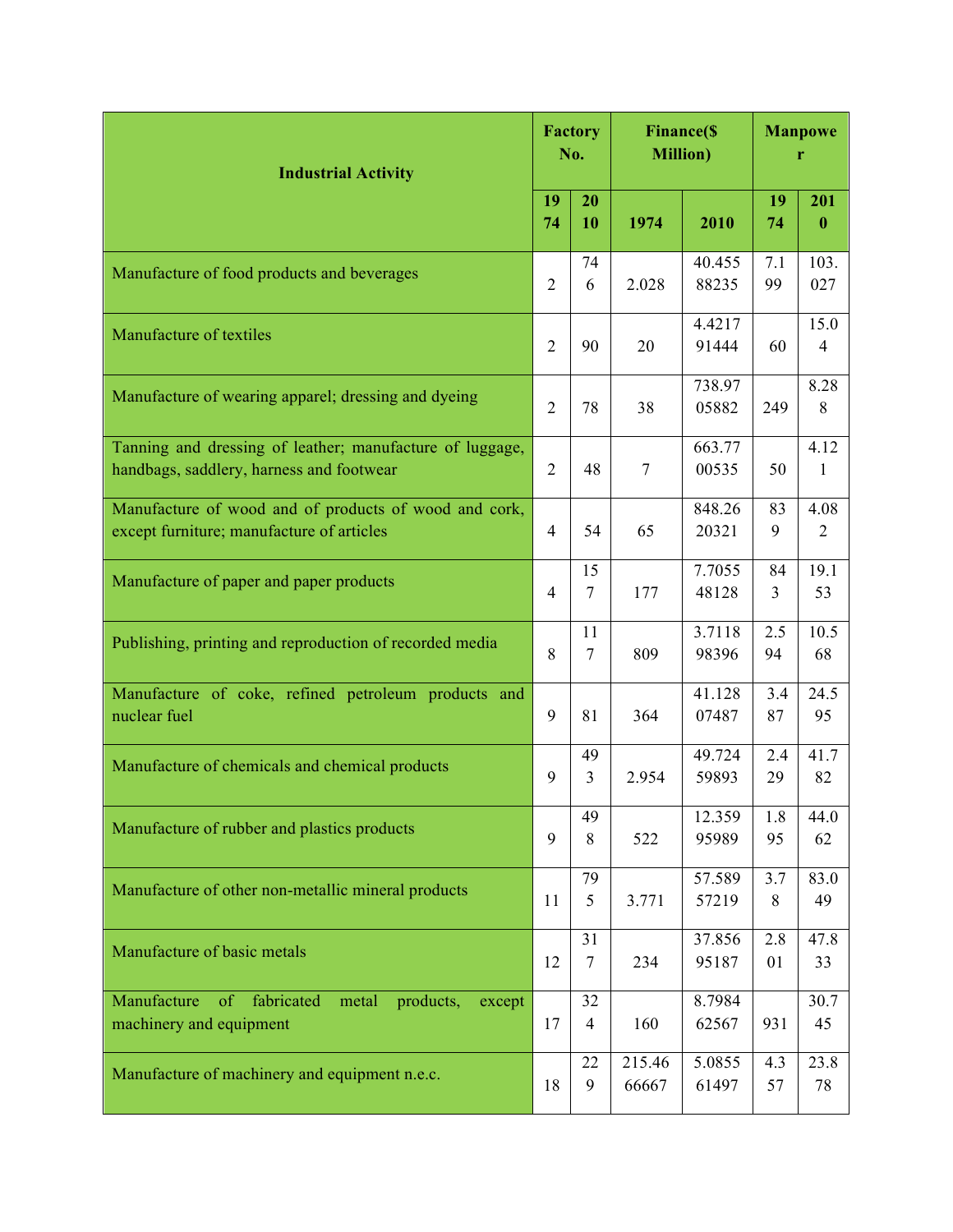| Industrial Activity | Factory No. | | Finance($ Million) | | Manpower | |
|---|---|---|---|---|---|---|
| | 1974 | 2010 | 1974 | 2010 | 1974 | 2010 |
| Manufacture of food products and beverages | 2 | 746 | 2.028 | 40.45588235 | 7.199 | 103.027 |
| Manufacture of textiles | 2 | 90 | 20 | 4.421791444 | 60 | 15.04 |
| Manufacture of wearing apparel; dressing and dyeing | 2 | 78 | 38 | 738.9705882 | 249 | 8.288 |
| Tanning and dressing of leather; manufacture of luggage, handbags, saddlery, harness and footwear | 2 | 48 | 7 | 663.7700535 | 50 | 4.121 |
| Manufacture of wood and of products of wood and cork, except furniture; manufacture of articles | 4 | 54 | 65 | 848.2620321 | 839 | 4.082 |
| Manufacture of paper and paper products | 4 | 157 | 177 | 7.705548128 | 843 | 19.153 |
| Publishing, printing and reproduction of recorded media | 8 | 117 | 809 | 3.711898396 | 2.594 | 10.568 |
| Manufacture of coke, refined petroleum products and nuclear fuel | 9 | 81 | 364 | 41.12807487 | 3.487 | 24.595 |
| Manufacture of chemicals and chemical products | 9 | 493 | 2.954 | 49.72459893 | 2.429 | 41.782 |
| Manufacture of rubber and plastics products | 9 | 498 | 522 | 12.35995989 | 1.895 | 44.062 |
| Manufacture of other non-metallic mineral products | 11 | 795 | 3.771 | 57.58957219 | 3.78 | 83.049 |
| Manufacture of basic metals | 12 | 317 | 234 | 37.85695187 | 2.801 | 47.833 |
| Manufacture of fabricated metal products, except machinery and equipment | 17 | 324 | 160 | 8.798462567 | 931 | 30.745 |
| Manufacture of machinery and equipment n.e.c. | 18 | 229 | 215.4666667 | 5.085561497 | 4.357 | 23.878 |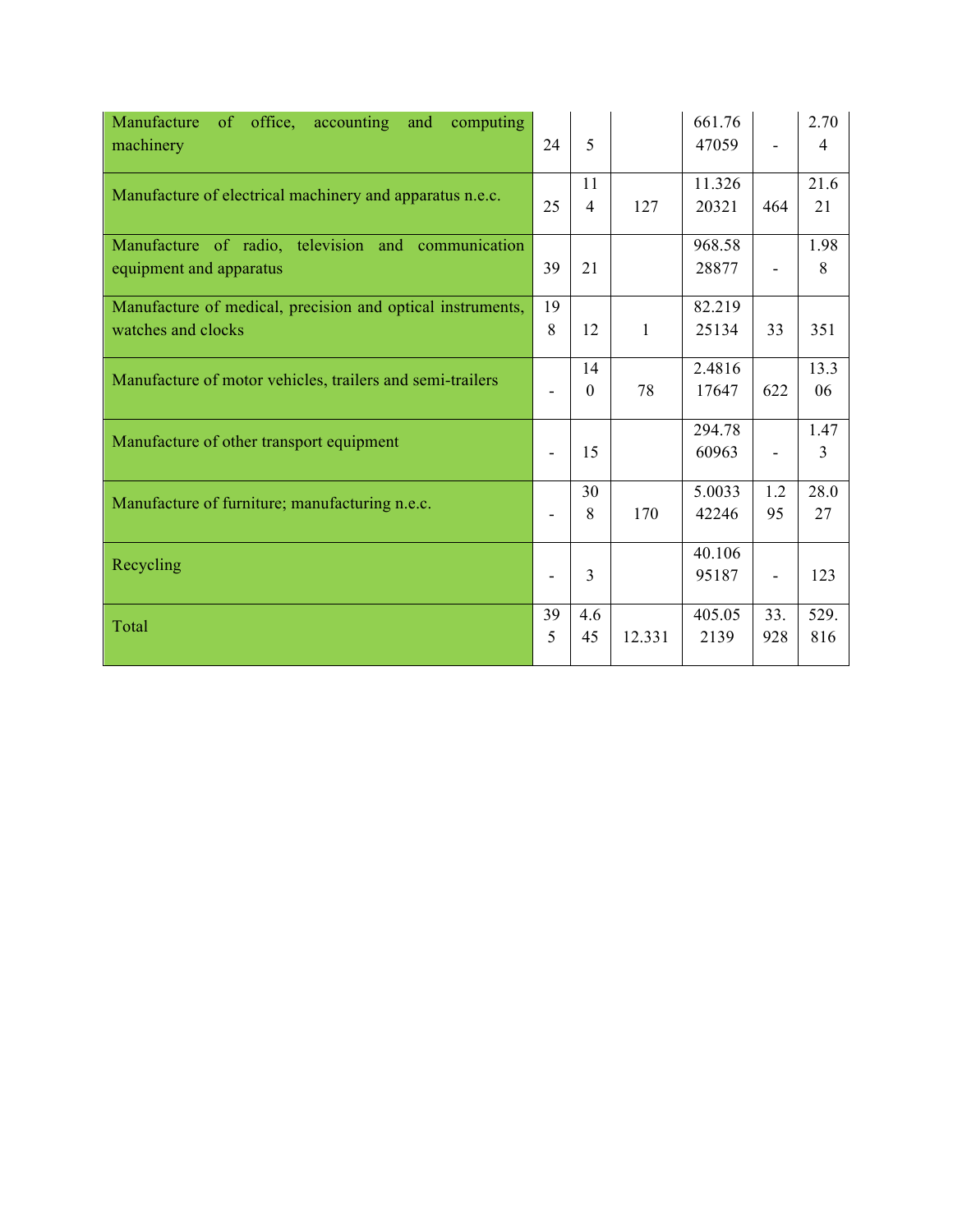| | | | | | | |
|---|---|---|---|---|---|---|
| Manufacture of office, accounting and computing machinery | 24 | 5 | | 661.7647059 | - | 2.704 |
| Manufacture of electrical machinery and apparatus n.e.c. | 25 | 114 | 127 | 11.32620321 | 464 | 21.621 |
| Manufacture of radio, television and communication equipment and apparatus | 39 | 21 | | 968.5828877 | - | 1.988 |
| Manufacture of medical, precision and optical instruments, watches and clocks | 198 | 12 | 1 | 82.21925134 | 33 | 351 |
| Manufacture of motor vehicles, trailers and semi-trailers | - | 140 | 78 | 2.481617647 | 622 | 13.306 |
| Manufacture of other transport equipment | - | 15 | | 294.7860963 | - | 1.473 |
| Manufacture of furniture; manufacturing n.e.c. | - | 308 | 170 | 5.003342246 | 1.295 | 28.027 |
| Recycling | - | 3 | | 40.10695187 | - | 123 |
| Total | 395 | 4.645 | 12.331 | 405.052139 | 33.928 | 529.816 |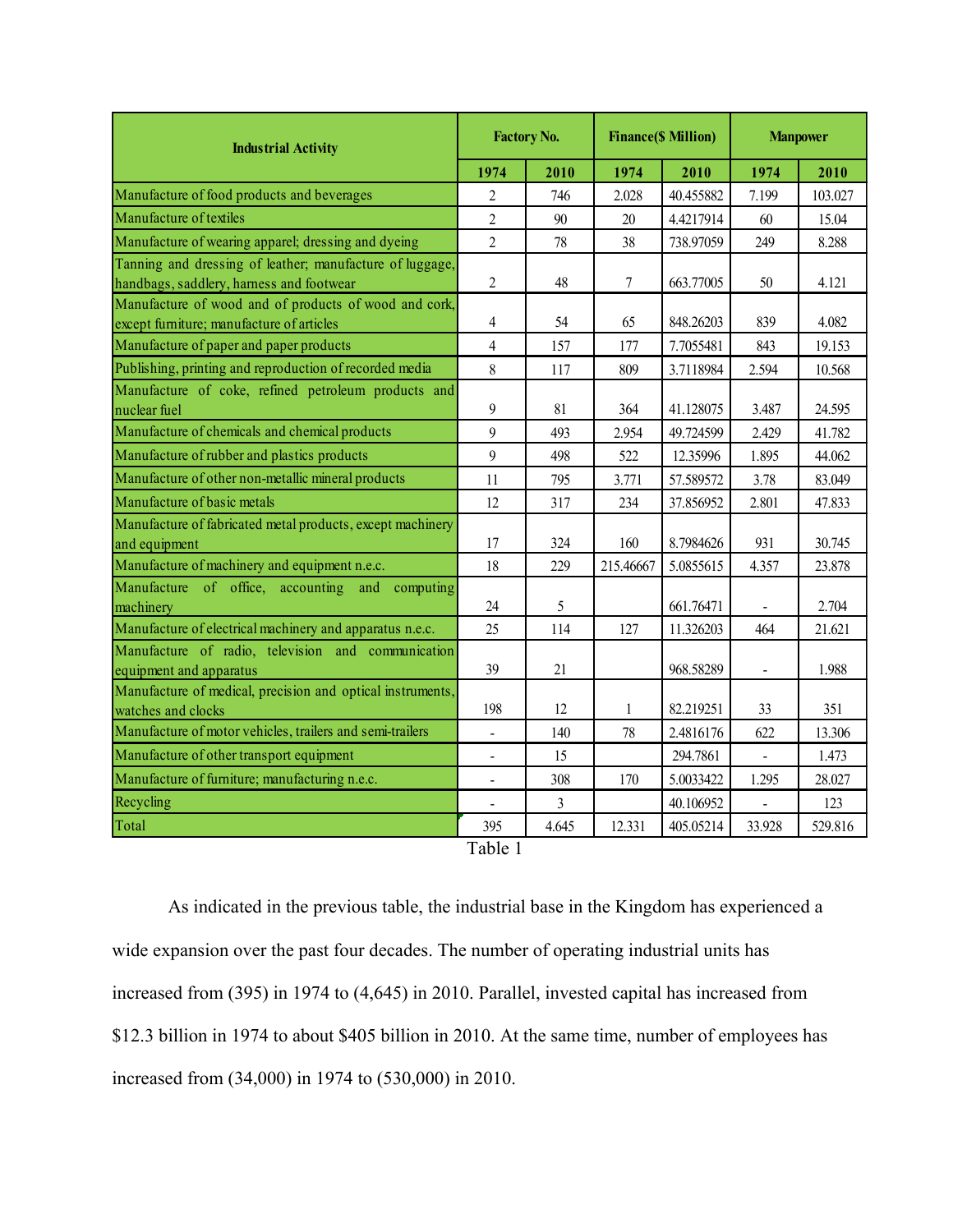| Industrial Activity | Factory No. | | Finance($ Million) | | Manpower | |
|---|---|---|---|---|---|---|
| | 1974 | 2010 | 1974 | 2010 | 1974 | 2010 |
| Manufacture of food products and beverages | 2 | 746 | 2.028 | 40.455882 | 7.199 | 103.027 |
| Manufacture of textiles | 2 | 90 | 20 | 4.4217914 | 60 | 15.04 |
| Manufacture of wearing apparel; dressing and dyeing | 2 | 78 | 38 | 738.97059 | 249 | 8.288 |
| Tanning and dressing of leather; manufacture of luggage, handbags, saddlery, harness and footwear | 2 | 48 | 7 | 663.77005 | 50 | 4.121 |
| Manufacture of wood and of products of wood and cork, except furniture; manufacture of articles | 4 | 54 | 65 | 848.26203 | 839 | 4.082 |
| Manufacture of paper and paper products | 4 | 157 | 177 | 7.7055481 | 843 | 19.153 |
| Publishing, printing and reproduction of recorded media | 8 | 117 | 809 | 3.7118984 | 2.594 | 10.568 |
| Manufacture of coke, refined petroleum products and nuclear fuel | 9 | 81 | 364 | 41.128075 | 3.487 | 24.595 |
| Manufacture of chemicals and chemical products | 9 | 493 | 2.954 | 49.724599 | 2.429 | 41.782 |
| Manufacture of rubber and plastics products | 9 | 498 | 522 | 12.35996 | 1.895 | 44.062 |
| Manufacture of other non-metallic mineral products | 11 | 795 | 3.771 | 57.589572 | 3.78 | 83.049 |
| Manufacture of basic metals | 12 | 317 | 234 | 37.856952 | 2.801 | 47.833 |
| Manufacture of fabricated metal products, except machinery and equipment | 17 | 324 | 160 | 8.7984626 | 931 | 30.745 |
| Manufacture of machinery and equipment n.e.c. | 18 | 229 | 215.46667 | 5.0855615 | 4.357 | 23.878 |
| Manufacture of office, accounting and computing machinery | 24 | 5 | | 661.76471 | - | 2.704 |
| Manufacture of electrical machinery and apparatus n.e.c. | 25 | 114 | 127 | 11.326203 | 464 | 21.621 |
| Manufacture of radio, television and communication equipment and apparatus | 39 | 21 | | 968.58289 | - | 1.988 |
| Manufacture of medical, precision and optical instruments, watches and clocks | 198 | 12 | 1 | 82.219251 | 33 | 351 |
| Manufacture of motor vehicles, trailers and semi-trailers | - | 140 | 78 | 2.4816176 | 622 | 13.306 |
| Manufacture of other transport equipment | - | 15 | | 294.7861 | - | 1.473 |
| Manufacture of furniture; manufacturing n.e.c. | - | 308 | 170 | 5.0033422 | 1.295 | 28.027 |
| Recycling | - | 3 | | 40.106952 | - | 123 |
| Total | 395 | 4.645 | 12.331 | 405.05214 | 33.928 | 529.816 |

Table 1

As indicated in the previous table, the industrial base in the Kingdom has experienced a wide expansion over the past four decades. The number of operating industrial units has increased from (395) in 1974 to (4,645) in 2010. Parallel, invested capital has increased from $12.3 billion in 1974 to about $405 billion in 2010. At the same time, number of employees has increased from (34,000) in 1974 to (530,000) in 2010.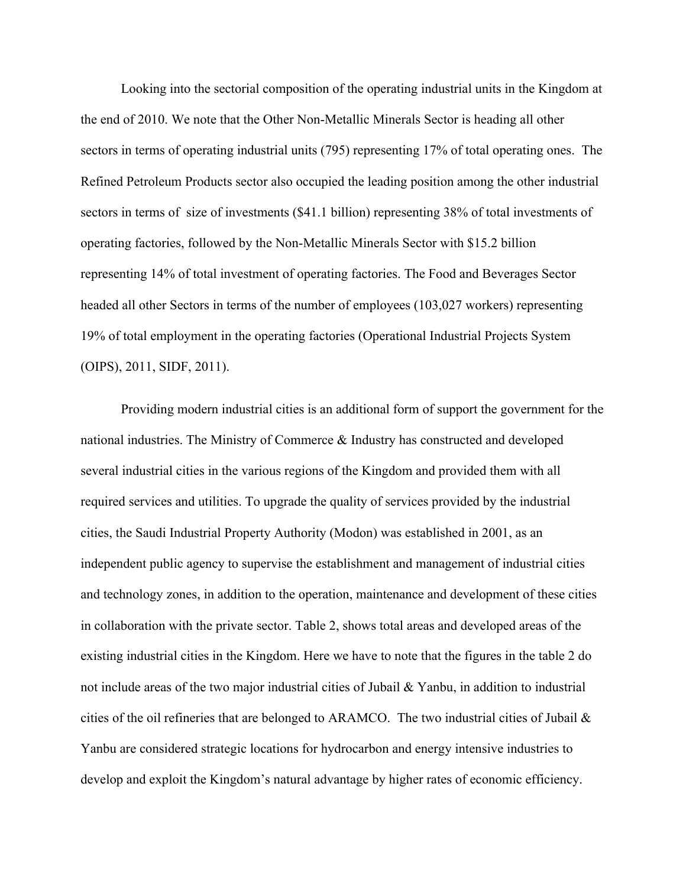Looking into the sectorial composition of the operating industrial units in the Kingdom at the end of 2010. We note that the Other Non-Metallic Minerals Sector is heading all other sectors in terms of operating industrial units (795) representing 17% of total operating ones. The Refined Petroleum Products sector also occupied the leading position among the other industrial sectors in terms of size of investments ($41.1 billion) representing 38% of total investments of operating factories, followed by the Non-Metallic Minerals Sector with $15.2 billion representing 14% of total investment of operating factories. The Food and Beverages Sector headed all other Sectors in terms of the number of employees (103,027 workers) representing 19% of total employment in the operating factories (Operational Industrial Projects System (OIPS), 2011, SIDF, 2011).

Providing modern industrial cities is an additional form of support the government for the national industries. The Ministry of Commerce & Industry has constructed and developed several industrial cities in the various regions of the Kingdom and provided them with all required services and utilities. To upgrade the quality of services provided by the industrial cities, the Saudi Industrial Property Authority (Modon) was established in 2001, as an independent public agency to supervise the establishment and management of industrial cities and technology zones, in addition to the operation, maintenance and development of these cities in collaboration with the private sector. Table 2, shows total areas and developed areas of the existing industrial cities in the Kingdom. Here we have to note that the figures in the table 2 do not include areas of the two major industrial cities of Jubail & Yanbu, in addition to industrial cities of the oil refineries that are belonged to ARAMCO. The two industrial cities of Jubail & Yanbu are considered strategic locations for hydrocarbon and energy intensive industries to develop and exploit the Kingdom's natural advantage by higher rates of economic efficiency.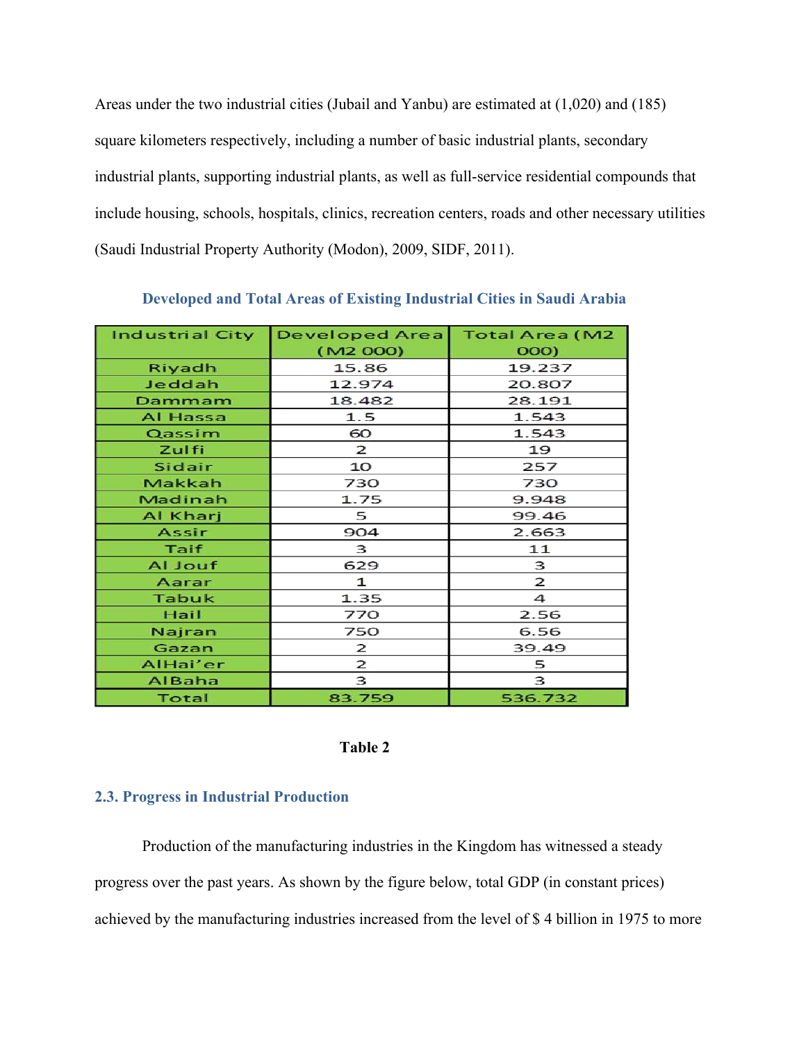Areas under the two industrial cities (Jubail and Yanbu) are estimated at (1,020) and (185) square kilometers respectively, including a number of basic industrial plants, secondary industrial plants, supporting industrial plants, as well as full-service residential compounds that include housing, schools, hospitals, clinics, recreation centers, roads and other necessary utilities (Saudi Industrial Property Authority (Modon), 2009, SIDF, 2011).

**Developed and Total Areas of Existing Industrial Cities in Saudi Arabia**

| Industrial City | Developed Area (M2 000) | Total Area (M2 000) |
|---|---|---|
| Riyadh | 15.86 | 19.237 |
| Jeddah | 12.974 | 20.807 |
| Dammam | 18.482 | 28.191 |
| Al Hassa | 1.5 | 1.543 |
| Qassim | 60 | 1.543 |
| Zulfi | 2 | 19 |
| Sidair | 10 | 257 |
| Makkah | 730 | 730 |
| Madinah | 1.75 | 9.948 |
| Al Kharj | 5 | 99.46 |
| Assir | 904 | 2.663 |
| Taif | 3 | 11 |
| Al Jouf | 629 | 3 |
| Aarar | 1 | 2 |
| Tabuk | 1.35 | 4 |
| Hail | 770 | 2.56 |
| Najran | 750 | 6.56 |
| Gazan | 2 | 39.49 |
| AlHai'er | 2 | 5 |
| AlBaha | 3 | 3 |
| Total | 83.759 | 536.732 |

**Table 2**

## 2.3. Progress in Industrial Production

Production of the manufacturing industries in the Kingdom has witnessed a steady progress over the past years. As shown by the figure below, total GDP (in constant prices) achieved by the manufacturing industries increased from the level of $ 4 billion in 1975 to more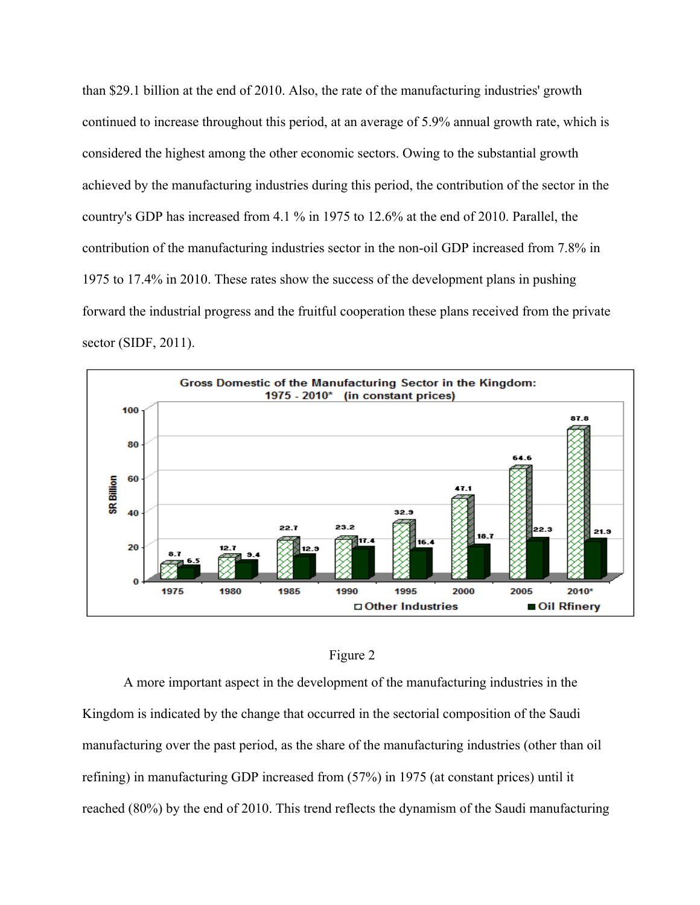than $29.1 billion at the end of 2010. Also, the rate of the manufacturing industries' growth continued to increase throughout this period, at an average of 5.9% annual growth rate, which is considered the highest among the other economic sectors. Owing to the substantial growth achieved by the manufacturing industries during this period, the contribution of the sector in the country's GDP has increased from 4.1 % in 1975 to 12.6% at the end of 2010. Parallel, the contribution of the manufacturing industries sector in the non-oil GDP increased from 7.8% in 1975 to 17.4% in 2010. These rates show the success of the development plans in pushing forward the industrial progress and the fruitful cooperation these plans received from the private sector (SIDF, 2011).

**Gross Domestic of the Manufacturing Sector in the Kingdom: 1975 - 2010* (in constant prices)**

| Year | Other Industries (SR Billion) | Oil Rfinery (SR Billion) |
|---|---|---|
| 1975 | 8.7 | 6.5 |
| 1980 | 12.7 | 9.4 |
| 1985 | 22.7 | 12.9 |
| 1990 | 23.2 | 17.4 |
| 1995 | 32.9 | 16.4 |
| 2000 | 47.1 | 18.7 |
| 2005 | 64.6 | 22.3 |
| 2010* | 87.8 | 21.9 |

Figure 2

A more important aspect in the development of the manufacturing industries in the Kingdom is indicated by the change that occurred in the sectorial composition of the Saudi manufacturing over the past period, as the share of the manufacturing industries (other than oil refining) in manufacturing GDP increased from (57%) in 1975 (at constant prices) until it reached (80%) by the end of 2010. This trend reflects the dynamism of the Saudi manufacturing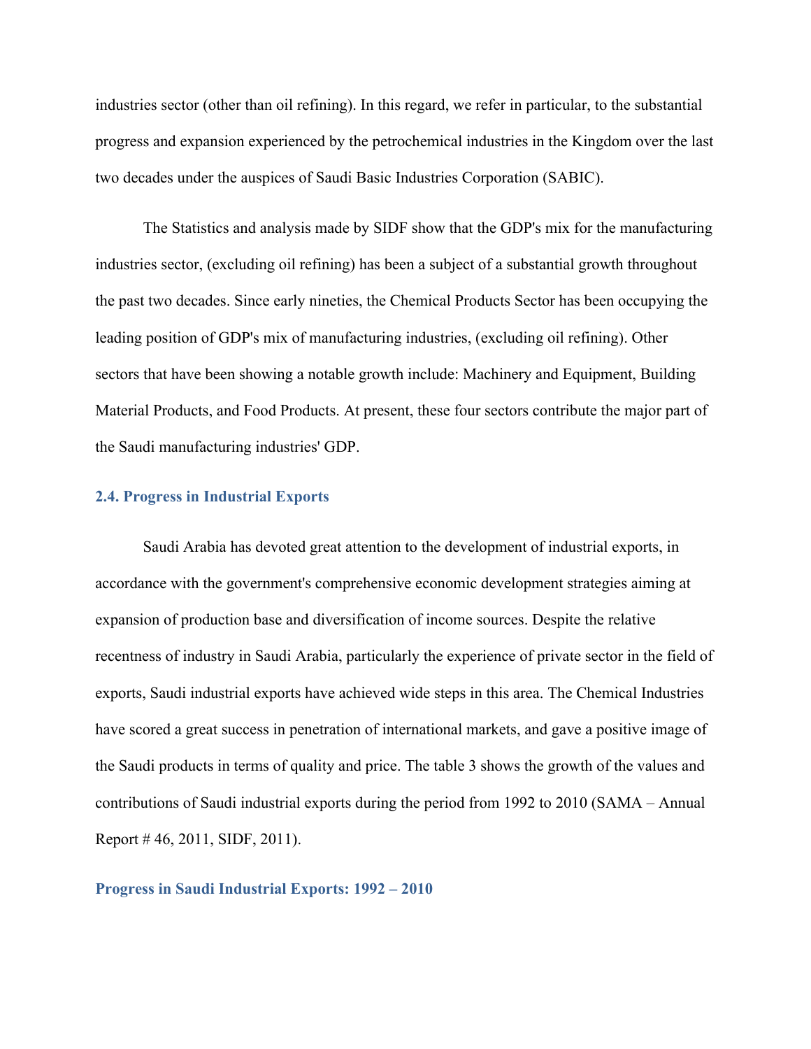industries sector (other than oil refining). In this regard, we refer in particular, to the substantial progress and expansion experienced by the petrochemical industries in the Kingdom over the last two decades under the auspices of Saudi Basic Industries Corporation (SABIC).

The Statistics and analysis made by SIDF show that the GDP's mix for the manufacturing industries sector, (excluding oil refining) has been a subject of a substantial growth throughout the past two decades. Since early nineties, the Chemical Products Sector has been occupying the leading position of GDP's mix of manufacturing industries, (excluding oil refining). Other sectors that have been showing a notable growth include: Machinery and Equipment, Building Material Products, and Food Products. At present, these four sectors contribute the major part of the Saudi manufacturing industries' GDP.

### 2.4. Progress in Industrial Exports

Saudi Arabia has devoted great attention to the development of industrial exports, in accordance with the government's comprehensive economic development strategies aiming at expansion of production base and diversification of income sources. Despite the relative recentness of industry in Saudi Arabia, particularly the experience of private sector in the field of exports, Saudi industrial exports have achieved wide steps in this area. The Chemical Industries have scored a great success in penetration of international markets, and gave a positive image of the Saudi products in terms of quality and price. The table 3 shows the growth of the values and contributions of Saudi industrial exports during the period from 1992 to 2010 (SAMA – Annual Report # 46, 2011, SIDF, 2011).

#### Progress in Saudi Industrial Exports: 1992 – 2010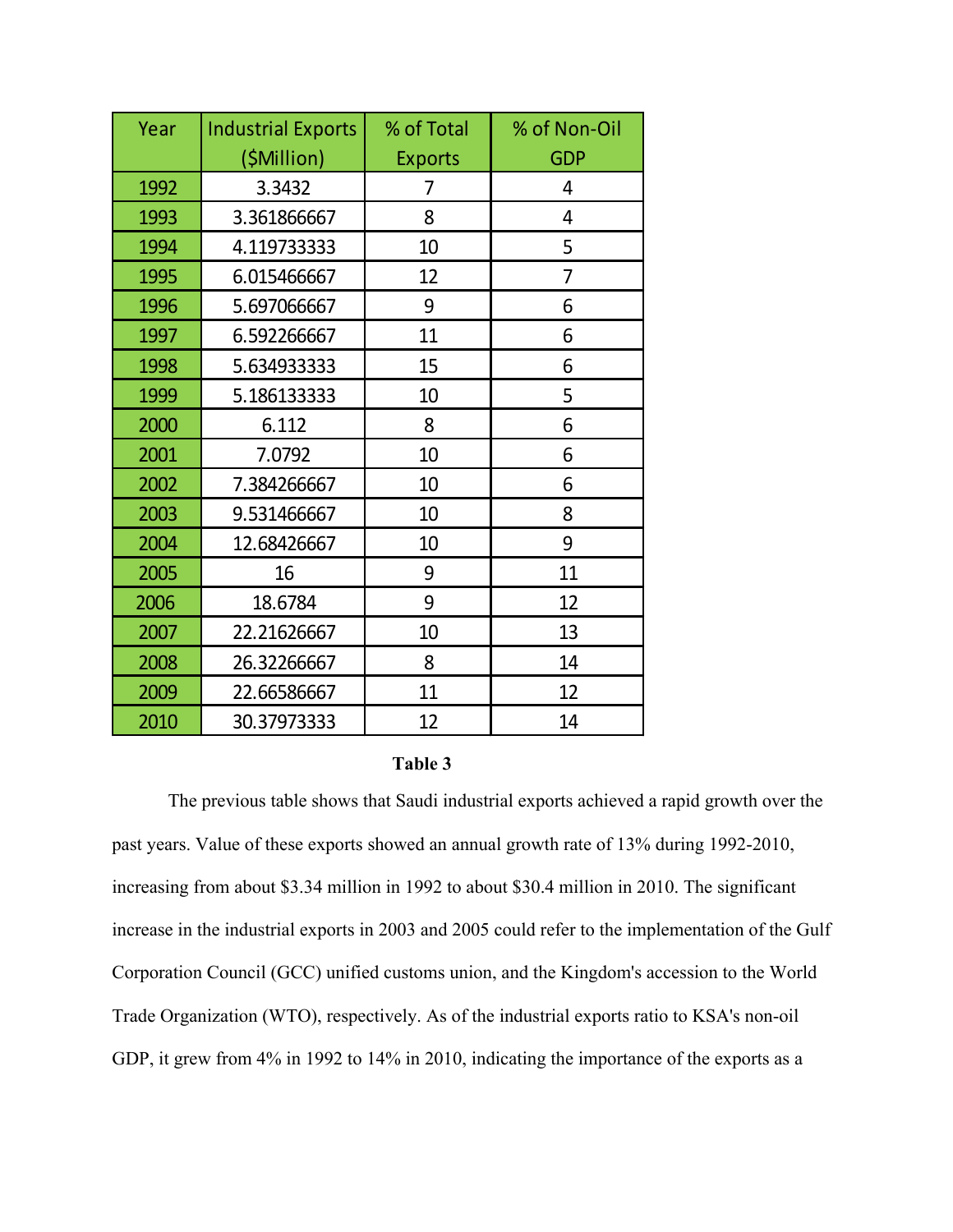| Year | Industrial Exports ($Million) | % of Total Exports | % of Non-Oil GDP |
|---|---|---|---|
| 1992 | 3.3432 | 7 | 4 |
| 1993 | 3.361866667 | 8 | 4 |
| 1994 | 4.119733333 | 10 | 5 |
| 1995 | 6.015466667 | 12 | 7 |
| 1996 | 5.697066667 | 9 | 6 |
| 1997 | 6.592266667 | 11 | 6 |
| 1998 | 5.634933333 | 15 | 6 |
| 1999 | 5.186133333 | 10 | 5 |
| 2000 | 6.112 | 8 | 6 |
| 2001 | 7.0792 | 10 | 6 |
| 2002 | 7.384266667 | 10 | 6 |
| 2003 | 9.531466667 | 10 | 8 |
| 2004 | 12.68426667 | 10 | 9 |
| 2005 | 16 | 9 | 11 |
| 2006 | 18.6784 | 9 | 12 |
| 2007 | 22.21626667 | 10 | 13 |
| 2008 | 26.32266667 | 8 | 14 |
| 2009 | 22.66586667 | 11 | 12 |
| 2010 | 30.37973333 | 12 | 14 |

**Table 3**

The previous table shows that Saudi industrial exports achieved a rapid growth over the past years. Value of these exports showed an annual growth rate of 13% during 1992-2010, increasing from about $3.34 million in 1992 to about $30.4 million in 2010. The significant increase in the industrial exports in 2003 and 2005 could refer to the implementation of the Gulf Corporation Council (GCC) unified customs union, and the Kingdom's accession to the World Trade Organization (WTO), respectively. As of the industrial exports ratio to KSA's non-oil GDP, it grew from 4% in 1992 to 14% in 2010, indicating the importance of the exports as a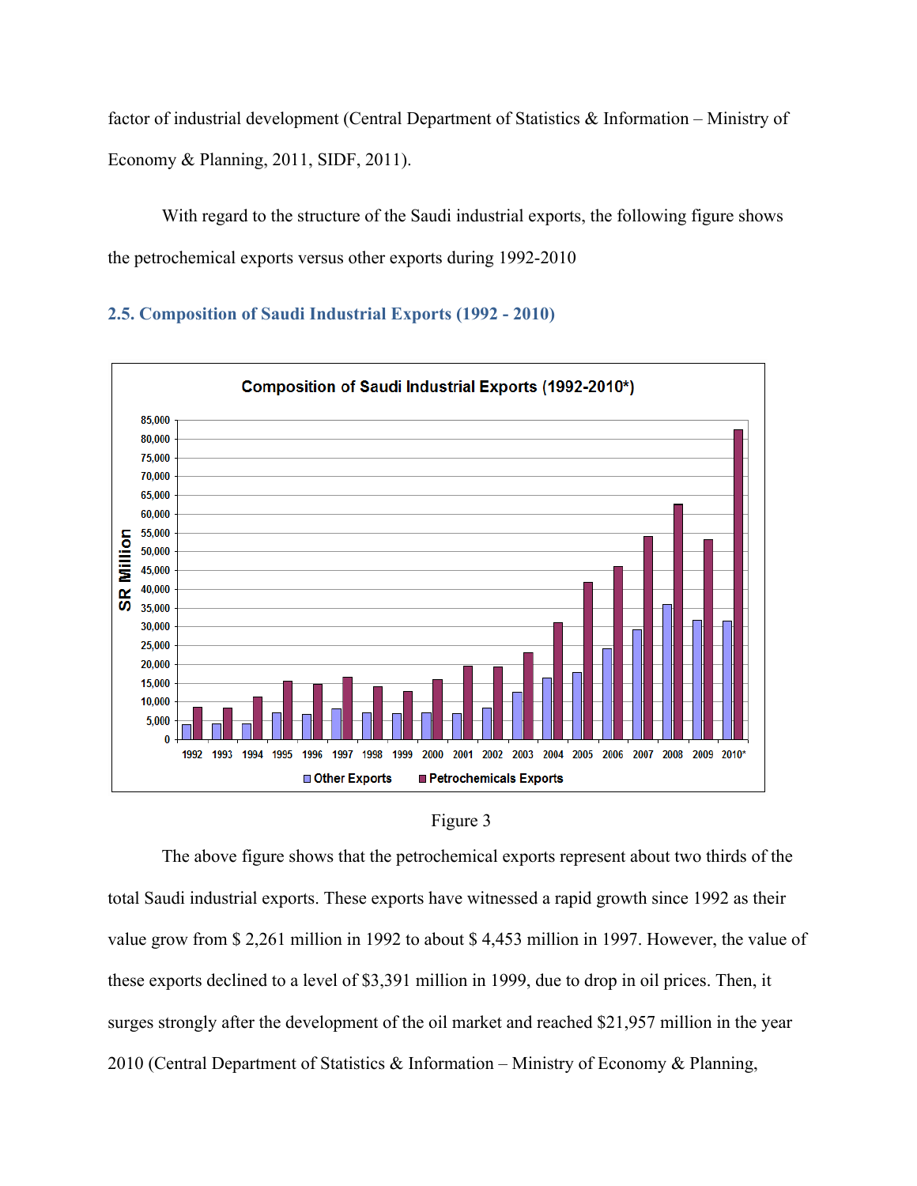factor of industrial development (Central Department of Statistics & Information – Ministry of Economy & Planning, 2011, SIDF, 2011).

With regard to the structure of the Saudi industrial exports, the following figure shows the petrochemical exports versus other exports during 1992-2010

## 2.5. Composition of Saudi Industrial Exports (1992 - 2010)

Figure 3

The above figure shows that the petrochemical exports represent about two thirds of the total Saudi industrial exports. These exports have witnessed a rapid growth since 1992 as their value grow from $ 2,261 million in 1992 to about $ 4,453 million in 1997. However, the value of these exports declined to a level of $3,391 million in 1999, due to drop in oil prices. Then, it surges strongly after the development of the oil market and reached $21,957 million in the year 2010 (Central Department of Statistics & Information – Ministry of Economy & Planning,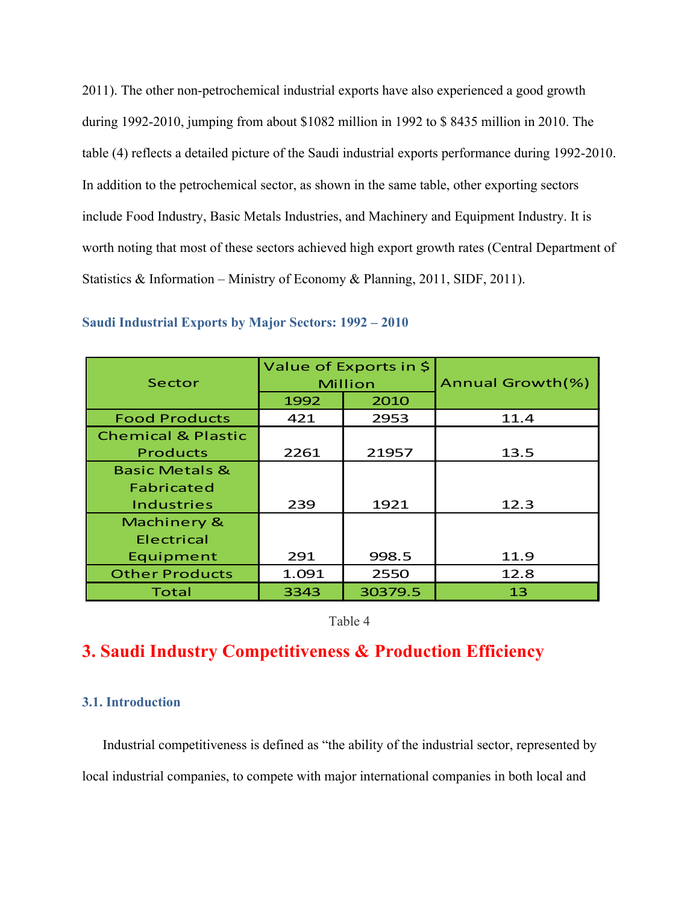2011). The other non-petrochemical industrial exports have also experienced a good growth during 1992-2010, jumping from about $1082 million in 1992 to $ 8435 million in 2010. The table (4) reflects a detailed picture of the Saudi industrial exports performance during 1992-2010. In addition to the petrochemical sector, as shown in the same table, other exporting sectors include Food Industry, Basic Metals Industries, and Machinery and Equipment Industry. It is worth noting that most of these sectors achieved high export growth rates (Central Department of Statistics & Information – Ministry of Economy & Planning, 2011, SIDF, 2011).

### Saudi Industrial Exports by Major Sectors: 1992 – 2010

| Sector | Value of Exports in $ Million | | Annual Growth(%) |
|---|---|---|---|
| | 1992 | 2010 | |
| Food Products | 421 | 2953 | 11.4 |
| Chemical & Plastic Products | 2261 | 21957 | 13.5 |
| Basic Metals & Fabricated Industries | 239 | 1921 | 12.3 |
| Machinery & Electrical Equipment | 291 | 998.5 | 11.9 |
| Other Products | 1.091 | 2550 | 12.8 |
| Total | 3343 | 30379.5 | 13 |

Table 4

# 3. Saudi Industry Competitiveness & Production Efficiency

## 3.1. Introduction

Industrial competitiveness is defined as "the ability of the industrial sector, represented by local industrial companies, to compete with major international companies in both local and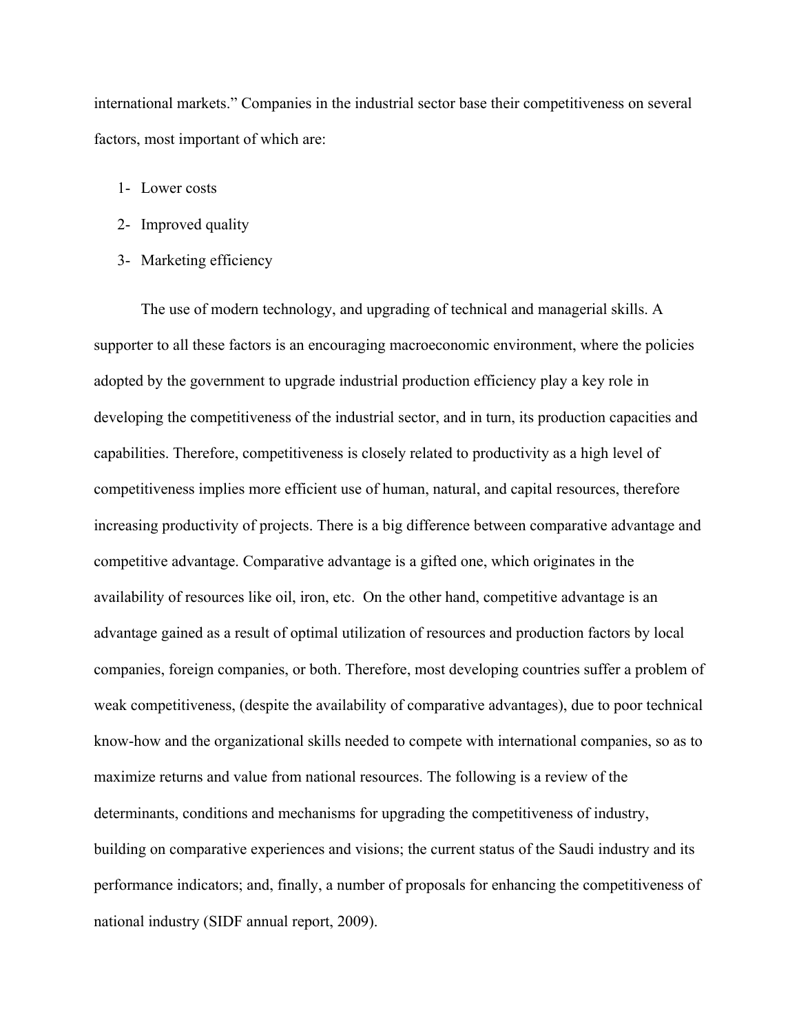international markets." Companies in the industrial sector base their competitiveness on several factors, most important of which are:

1- Lower costs
2- Improved quality
3- Marketing efficiency

The use of modern technology, and upgrading of technical and managerial skills. A supporter to all these factors is an encouraging macroeconomic environment, where the policies adopted by the government to upgrade industrial production efficiency play a key role in developing the competitiveness of the industrial sector, and in turn, its production capacities and capabilities. Therefore, competitiveness is closely related to productivity as a high level of competitiveness implies more efficient use of human, natural, and capital resources, therefore increasing productivity of projects. There is a big difference between comparative advantage and competitive advantage. Comparative advantage is a gifted one, which originates in the availability of resources like oil, iron, etc. On the other hand, competitive advantage is an advantage gained as a result of optimal utilization of resources and production factors by local companies, foreign companies, or both. Therefore, most developing countries suffer a problem of weak competitiveness, (despite the availability of comparative advantages), due to poor technical know-how and the organizational skills needed to compete with international companies, so as to maximize returns and value from national resources. The following is a review of the determinants, conditions and mechanisms for upgrading the competitiveness of industry, building on comparative experiences and visions; the current status of the Saudi industry and its performance indicators; and, finally, a number of proposals for enhancing the competitiveness of national industry (SIDF annual report, 2009).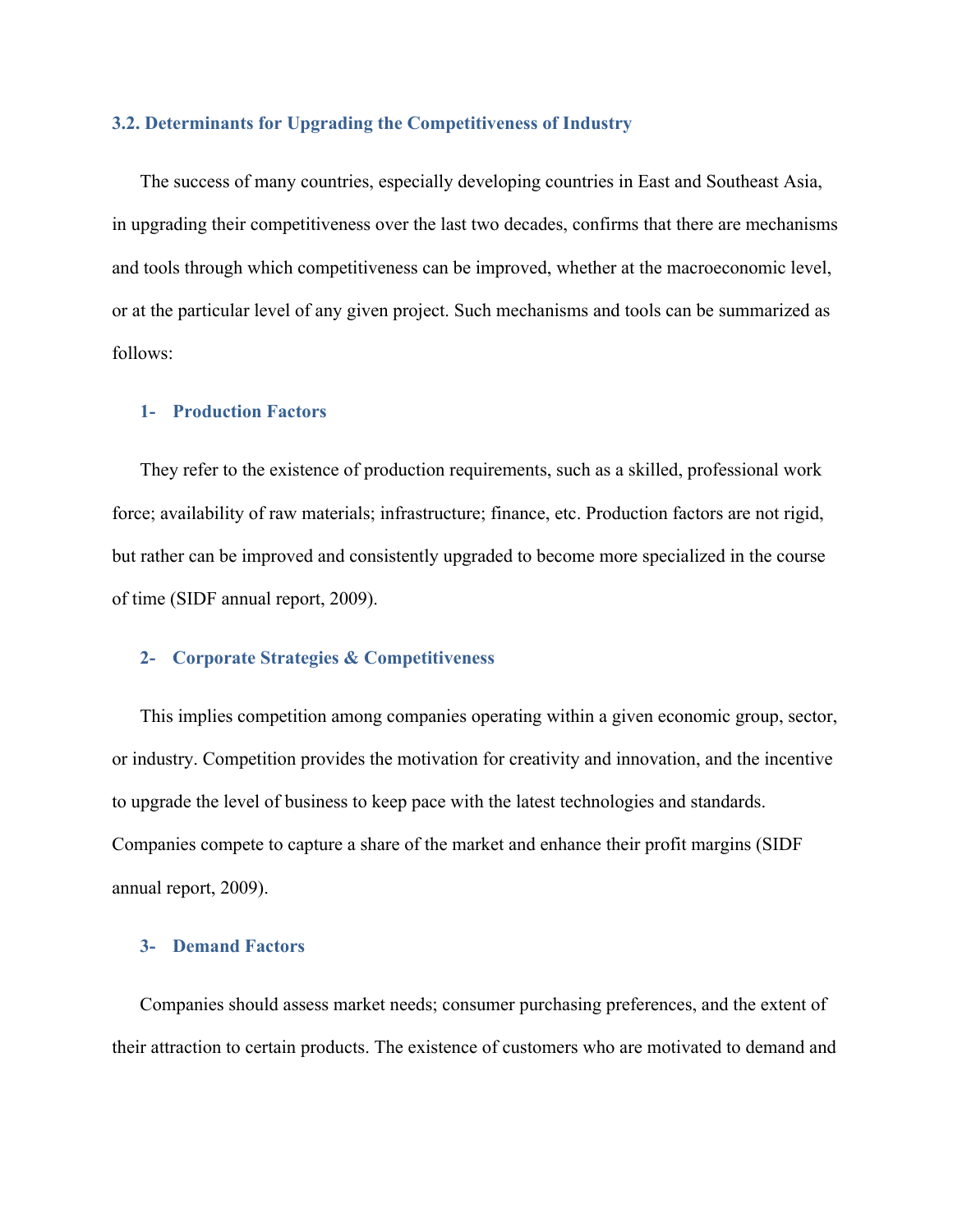### 3.2. Determinants for Upgrading the Competitiveness of Industry

The success of many countries, especially developing countries in East and Southeast Asia, in upgrading their competitiveness over the last two decades, confirms that there are mechanisms and tools through which competitiveness can be improved, whether at the macroeconomic level, or at the particular level of any given project. Such mechanisms and tools can be summarized as follows:

#### 1- Production Factors

They refer to the existence of production requirements, such as a skilled, professional work force; availability of raw materials; infrastructure; finance, etc. Production factors are not rigid, but rather can be improved and consistently upgraded to become more specialized in the course of time (SIDF annual report, 2009).

#### 2- Corporate Strategies & Competitiveness

This implies competition among companies operating within a given economic group, sector, or industry. Competition provides the motivation for creativity and innovation, and the incentive to upgrade the level of business to keep pace with the latest technologies and standards. Companies compete to capture a share of the market and enhance their profit margins (SIDF annual report, 2009).

#### 3- Demand Factors

Companies should assess market needs; consumer purchasing preferences, and the extent of their attraction to certain products. The existence of customers who are motivated to demand and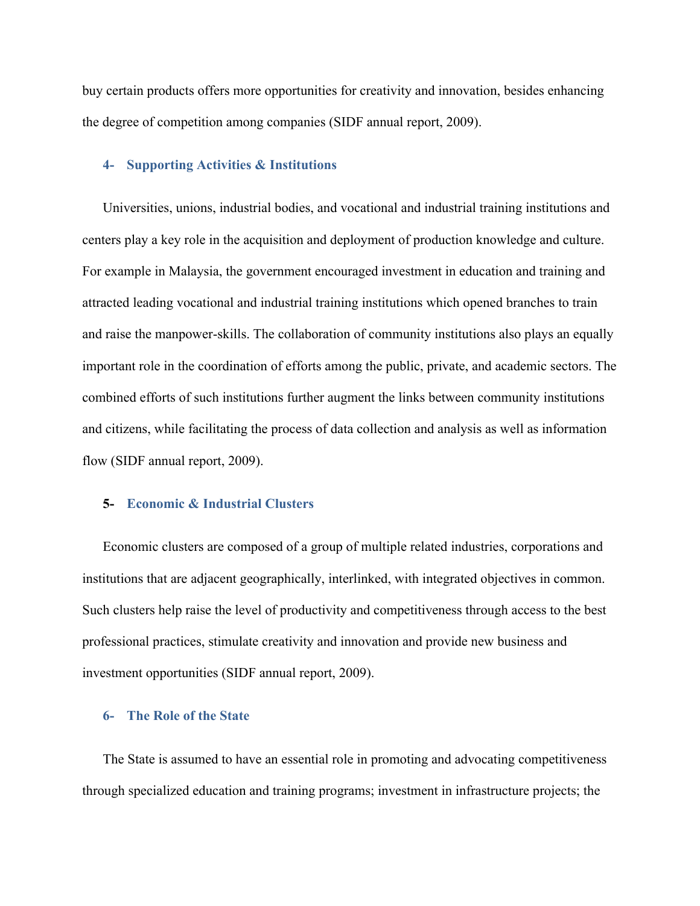buy certain products offers more opportunities for creativity and innovation, besides enhancing the degree of competition among companies (SIDF annual report, 2009).

### 4- Supporting Activities & Institutions

Universities, unions, industrial bodies, and vocational and industrial training institutions and centers play a key role in the acquisition and deployment of production knowledge and culture. For example in Malaysia, the government encouraged investment in education and training and attracted leading vocational and industrial training institutions which opened branches to train and raise the manpower-skills. The collaboration of community institutions also plays an equally important role in the coordination of efforts among the public, private, and academic sectors. The combined efforts of such institutions further augment the links between community institutions and citizens, while facilitating the process of data collection and analysis as well as information flow (SIDF annual report, 2009).

### 5- Economic & Industrial Clusters

Economic clusters are composed of a group of multiple related industries, corporations and institutions that are adjacent geographically, interlinked, with integrated objectives in common. Such clusters help raise the level of productivity and competitiveness through access to the best professional practices, stimulate creativity and innovation and provide new business and investment opportunities (SIDF annual report, 2009).

### 6- The Role of the State

The State is assumed to have an essential role in promoting and advocating competitiveness through specialized education and training programs; investment in infrastructure projects; the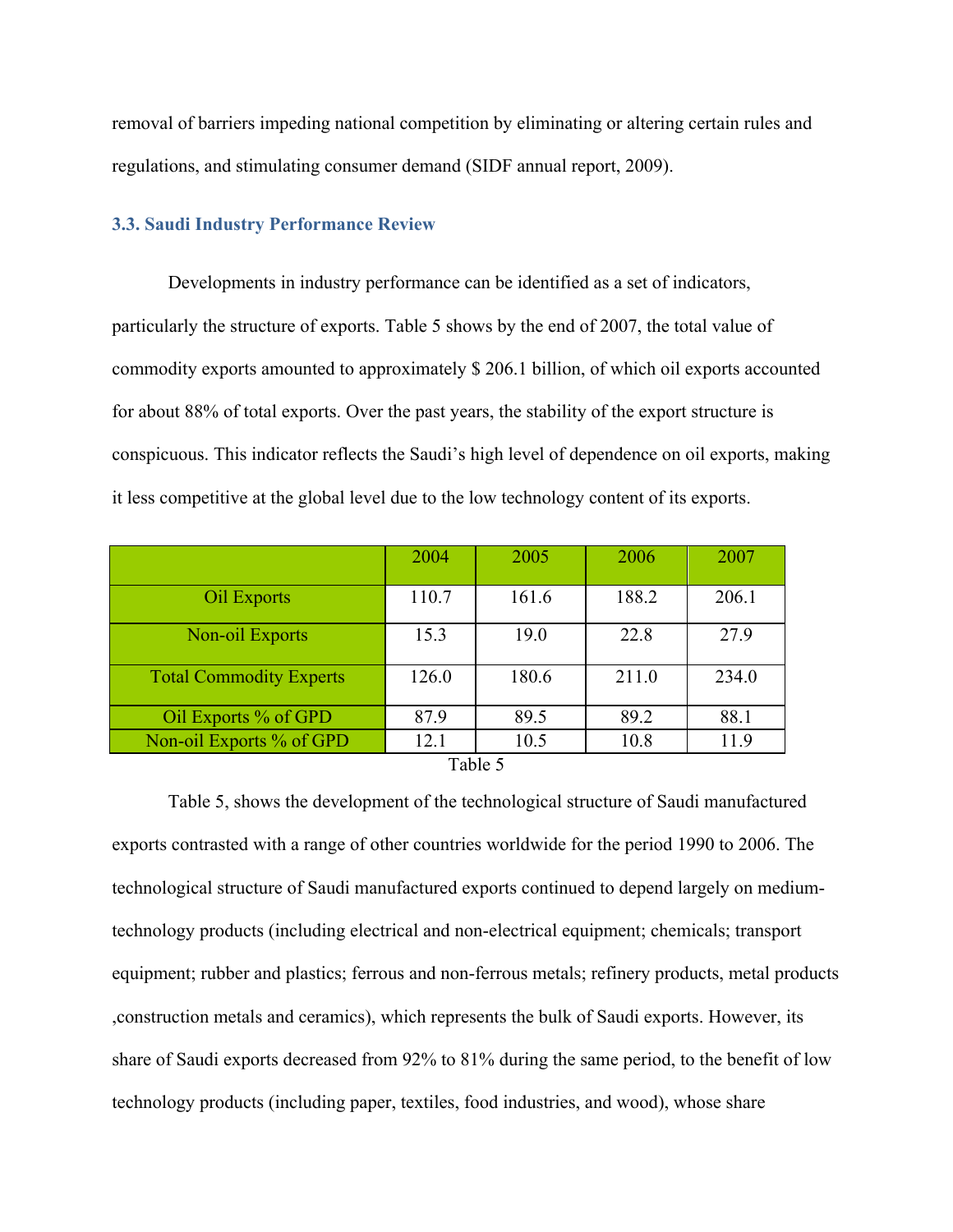removal of barriers impeding national competition by eliminating or altering certain rules and regulations, and stimulating consumer demand (SIDF annual report, 2009).

### 3.3. Saudi Industry Performance Review

Developments in industry performance can be identified as a set of indicators, particularly the structure of exports. Table 5 shows by the end of 2007, the total value of commodity exports amounted to approximately $ 206.1 billion, of which oil exports accounted for about 88% of total exports. Over the past years, the stability of the export structure is conspicuous. This indicator reflects the Saudi's high level of dependence on oil exports, making it less competitive at the global level due to the low technology content of its exports.

| | 2004 | 2005 | 2006 | 2007 |
|---|---|---|---|---|
| Oil Exports | 110.7 | 161.6 | 188.2 | 206.1 |
| Non-oil Exports | 15.3 | 19.0 | 22.8 | 27.9 |
| Total Commodity Experts | 126.0 | 180.6 | 211.0 | 234.0 |
| Oil Exports % of GPD | 87.9 | 89.5 | 89.2 | 88.1 |
| Non-oil Exports % of GPD | 12.1 | 10.5 | 10.8 | 11.9 |

Table 5

Table 5, shows the development of the technological structure of Saudi manufactured exports contrasted with a range of other countries worldwide for the period 1990 to 2006. The technological structure of Saudi manufactured exports continued to depend largely on medium-technology products (including electrical and non-electrical equipment; chemicals; transport equipment; rubber and plastics; ferrous and non-ferrous metals; refinery products, metal products ,construction metals and ceramics), which represents the bulk of Saudi exports. However, its share of Saudi exports decreased from 92% to 81% during the same period, to the benefit of low technology products (including paper, textiles, food industries, and wood), whose share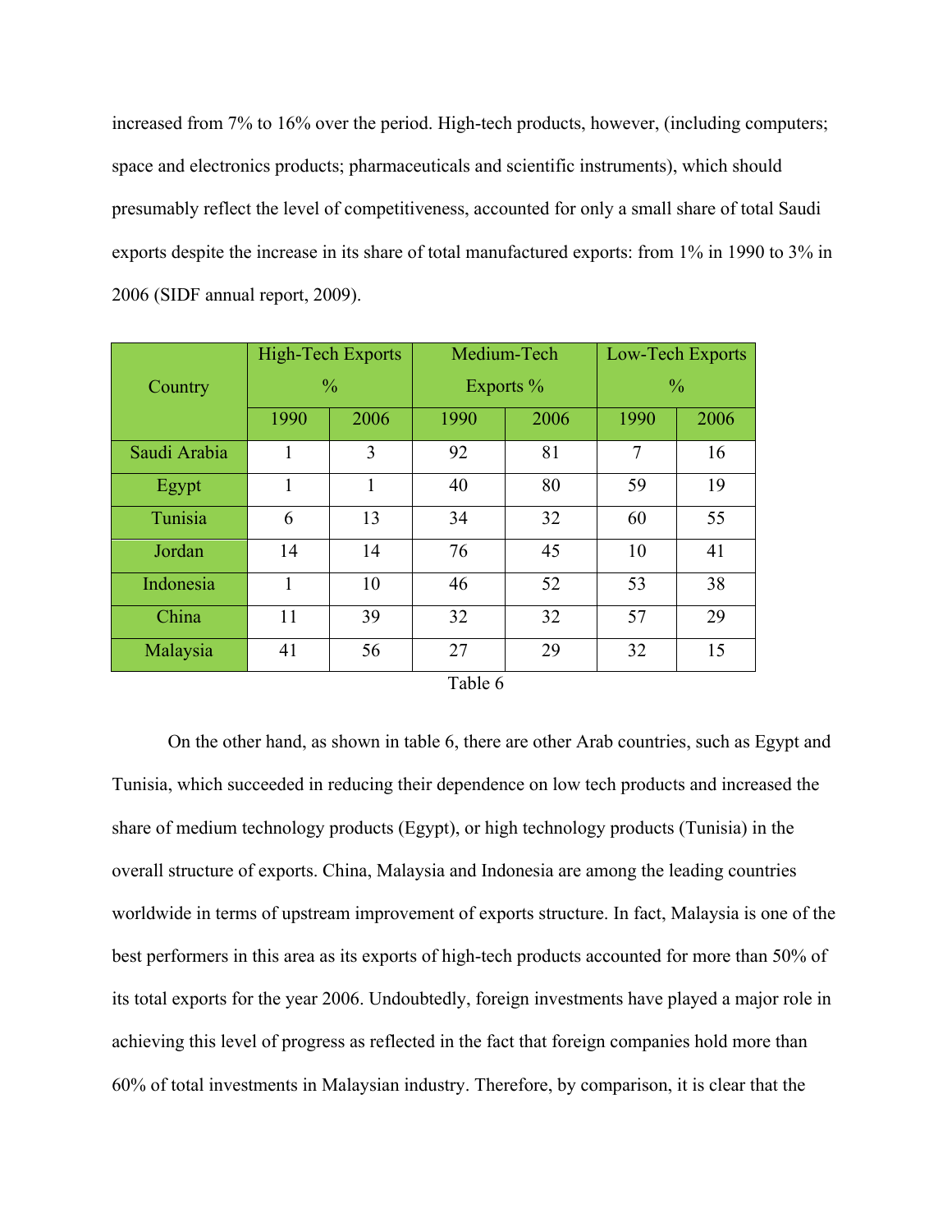increased from 7% to 16% over the period. High-tech products, however, (including computers; space and electronics products; pharmaceuticals and scientific instruments), which should presumably reflect the level of competitiveness, accounted for only a small share of total Saudi exports despite the increase in its share of total manufactured exports: from 1% in 1990 to 3% in 2006 (SIDF annual report, 2009).

| Country | High-Tech Exports % | | Medium-Tech Exports % | | Low-Tech Exports % | |
|---|---|---|---|---|---|---|
| | 1990 | 2006 | 1990 | 2006 | 1990 | 2006 |
| Saudi Arabia | 1 | 3 | 92 | 81 | 7 | 16 |
| Egypt | 1 | 1 | 40 | 80 | 59 | 19 |
| Tunisia | 6 | 13 | 34 | 32 | 60 | 55 |
| Jordan | 14 | 14 | 76 | 45 | 10 | 41 |
| Indonesia | 1 | 10 | 46 | 52 | 53 | 38 |
| China | 11 | 39 | 32 | 32 | 57 | 29 |
| Malaysia | 41 | 56 | 27 | 29 | 32 | 15 |

Table 6

On the other hand, as shown in table 6, there are other Arab countries, such as Egypt and Tunisia, which succeeded in reducing their dependence on low tech products and increased the share of medium technology products (Egypt), or high technology products (Tunisia) in the overall structure of exports. China, Malaysia and Indonesia are among the leading countries worldwide in terms of upstream improvement of exports structure. In fact, Malaysia is one of the best performers in this area as its exports of high-tech products accounted for more than 50% of its total exports for the year 2006. Undoubtedly, foreign investments have played a major role in achieving this level of progress as reflected in the fact that foreign companies hold more than 60% of total investments in Malaysian industry. Therefore, by comparison, it is clear that the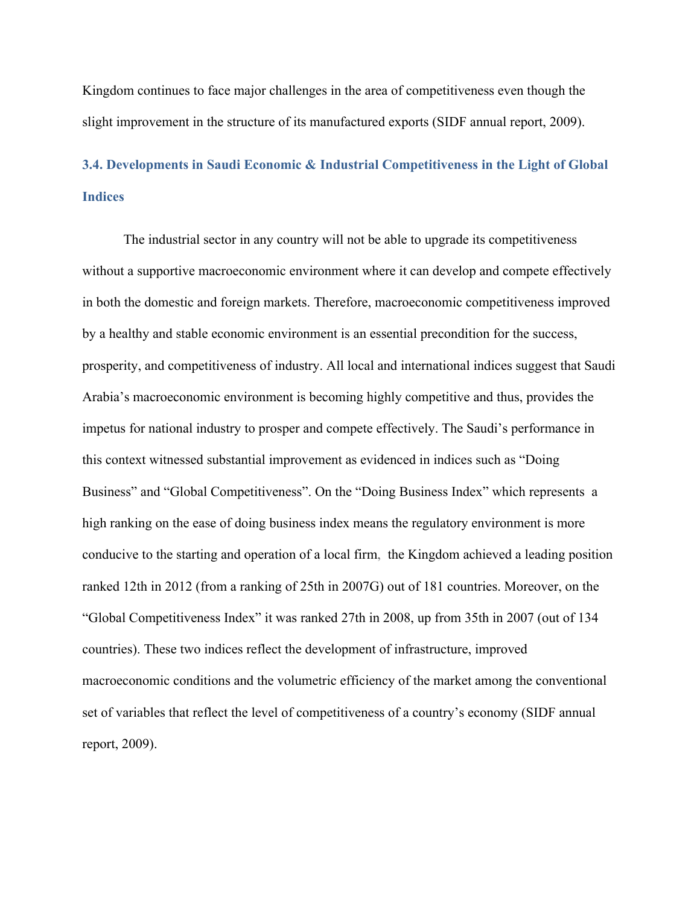Kingdom continues to face major challenges in the area of competitiveness even though the slight improvement in the structure of its manufactured exports (SIDF annual report, 2009).

### 3.4. Developments in Saudi Economic & Industrial Competitiveness in the Light of Global Indices

The industrial sector in any country will not be able to upgrade its competitiveness without a supportive macroeconomic environment where it can develop and compete effectively in both the domestic and foreign markets. Therefore, macroeconomic competitiveness improved by a healthy and stable economic environment is an essential precondition for the success, prosperity, and competitiveness of industry. All local and international indices suggest that Saudi Arabia's macroeconomic environment is becoming highly competitive and thus, provides the impetus for national industry to prosper and compete effectively. The Saudi's performance in this context witnessed substantial improvement as evidenced in indices such as "Doing Business" and "Global Competitiveness". On the "Doing Business Index" which represents a high ranking on the ease of doing business index means the regulatory environment is more conducive to the starting and operation of a local firm, the Kingdom achieved a leading position ranked 12th in 2012 (from a ranking of 25th in 2007G) out of 181 countries. Moreover, on the "Global Competitiveness Index" it was ranked 27th in 2008, up from 35th in 2007 (out of 134 countries). These two indices reflect the development of infrastructure, improved macroeconomic conditions and the volumetric efficiency of the market among the conventional set of variables that reflect the level of competitiveness of a country's economy (SIDF annual report, 2009).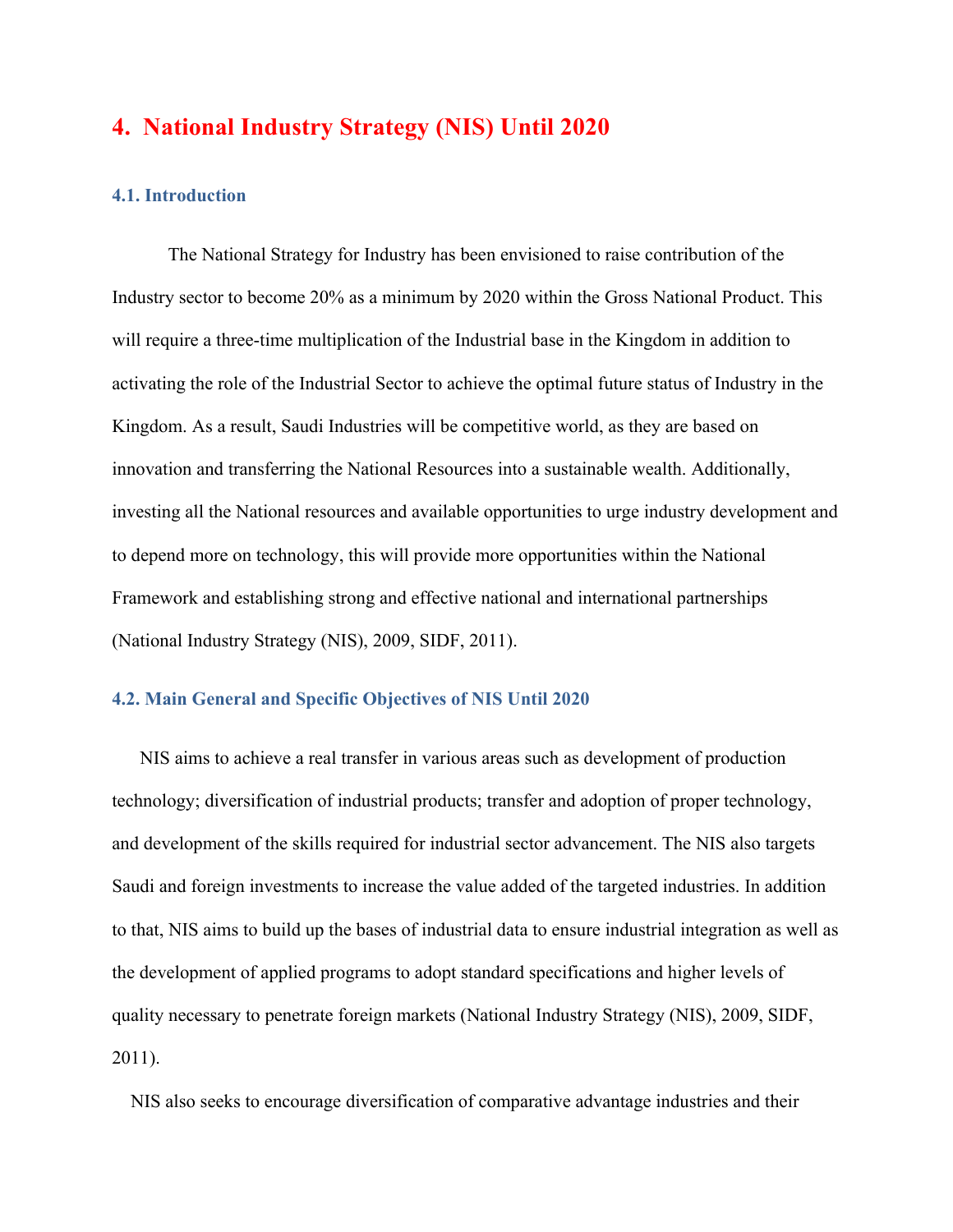# 4. National Industry Strategy (NIS) Until 2020

## 4.1. Introduction

The National Strategy for Industry has been envisioned to raise contribution of the Industry sector to become 20% as a minimum by 2020 within the Gross National Product. This will require a three-time multiplication of the Industrial base in the Kingdom in addition to activating the role of the Industrial Sector to achieve the optimal future status of Industry in the Kingdom. As a result, Saudi Industries will be competitive world, as they are based on innovation and transferring the National Resources into a sustainable wealth. Additionally, investing all the National resources and available opportunities to urge industry development and to depend more on technology, this will provide more opportunities within the National Framework and establishing strong and effective national and international partnerships (National Industry Strategy (NIS), 2009, SIDF, 2011).

## 4.2. Main General and Specific Objectives of NIS Until 2020

NIS aims to achieve a real transfer in various areas such as development of production technology; diversification of industrial products; transfer and adoption of proper technology, and development of the skills required for industrial sector advancement. The NIS also targets Saudi and foreign investments to increase the value added of the targeted industries. In addition to that, NIS aims to build up the bases of industrial data to ensure industrial integration as well as the development of applied programs to adopt standard specifications and higher levels of quality necessary to penetrate foreign markets (National Industry Strategy (NIS), 2009, SIDF, 2011).

NIS also seeks to encourage diversification of comparative advantage industries and their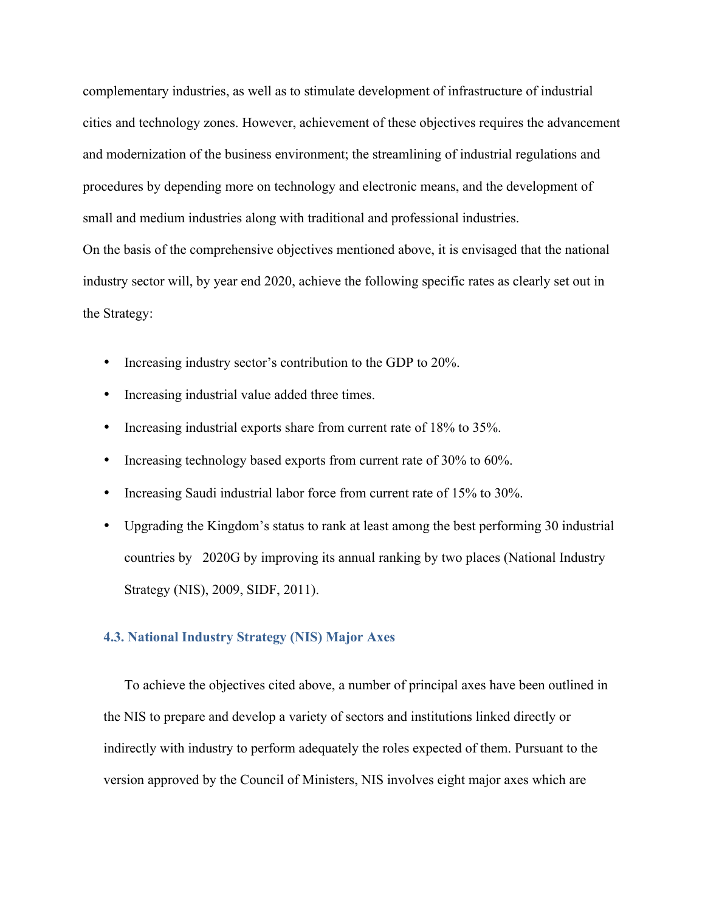complementary industries, as well as to stimulate development of infrastructure of industrial cities and technology zones. However, achievement of these objectives requires the advancement and modernization of the business environment; the streamlining of industrial regulations and procedures by depending more on technology and electronic means, and the development of small and medium industries along with traditional and professional industries.

On the basis of the comprehensive objectives mentioned above, it is envisaged that the national industry sector will, by year end 2020, achieve the following specific rates as clearly set out in the Strategy:

- Increasing industry sector's contribution to the GDP to 20%.
- Increasing industrial value added three times.
- Increasing industrial exports share from current rate of 18% to 35%.
- Increasing technology based exports from current rate of 30% to 60%.
- Increasing Saudi industrial labor force from current rate of 15% to 30%.
- Upgrading the Kingdom's status to rank at least among the best performing 30 industrial countries by 2020G by improving its annual ranking by two places (National Industry Strategy (NIS), 2009, SIDF, 2011).

### 4.3. National Industry Strategy (NIS) Major Axes

To achieve the objectives cited above, a number of principal axes have been outlined in the NIS to prepare and develop a variety of sectors and institutions linked directly or indirectly with industry to perform adequately the roles expected of them. Pursuant to the version approved by the Council of Ministers, NIS involves eight major axes which are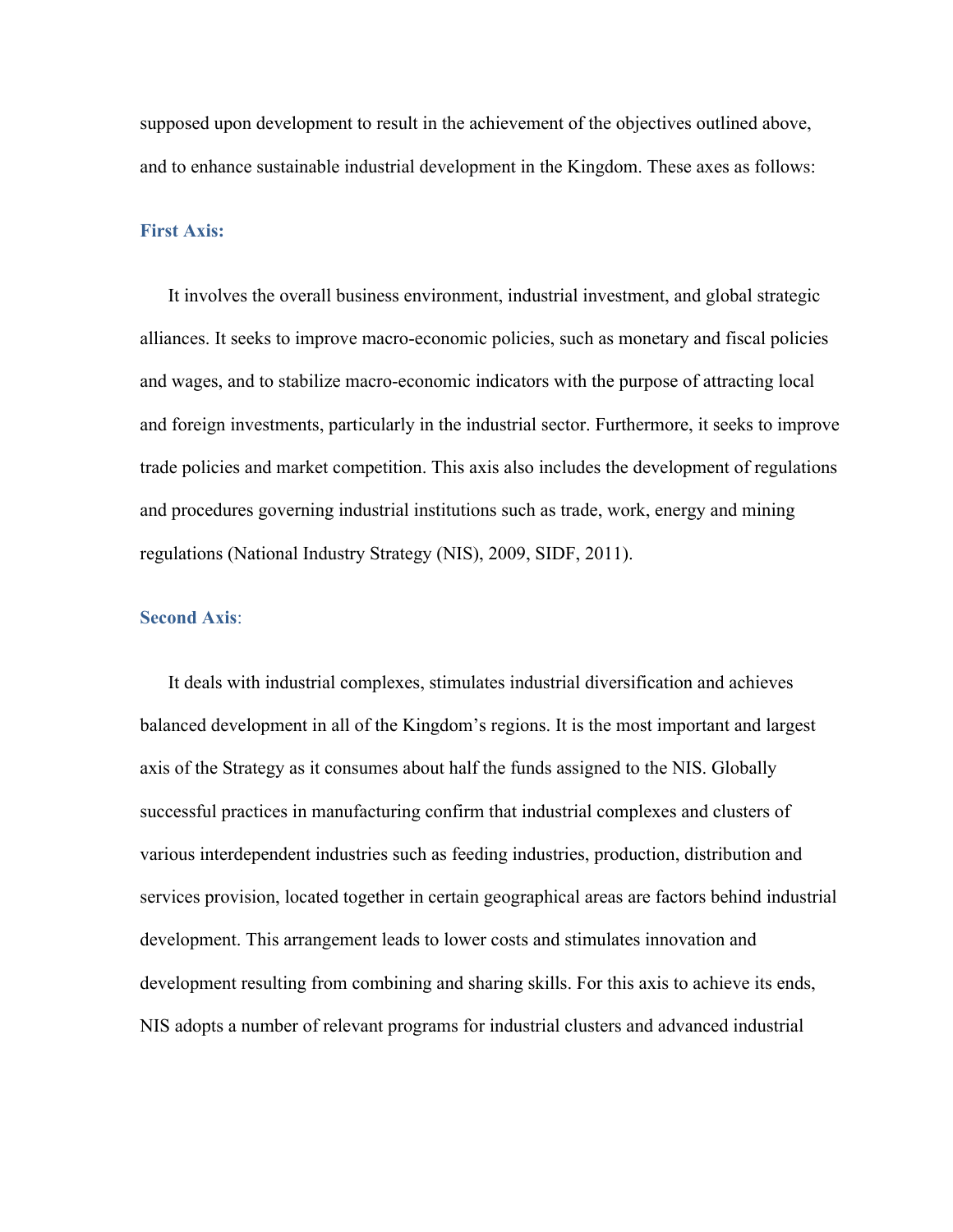supposed upon development to result in the achievement of the objectives outlined above, and to enhance sustainable industrial development in the Kingdom. These axes as follows:

### First Axis:

It involves the overall business environment, industrial investment, and global strategic alliances. It seeks to improve macro-economic policies, such as monetary and fiscal policies and wages, and to stabilize macro-economic indicators with the purpose of attracting local and foreign investments, particularly in the industrial sector. Furthermore, it seeks to improve trade policies and market competition. This axis also includes the development of regulations and procedures governing industrial institutions such as trade, work, energy and mining regulations (National Industry Strategy (NIS), 2009, SIDF, 2011).

### Second Axis:

It deals with industrial complexes, stimulates industrial diversification and achieves balanced development in all of the Kingdom's regions. It is the most important and largest axis of the Strategy as it consumes about half the funds assigned to the NIS. Globally successful practices in manufacturing confirm that industrial complexes and clusters of various interdependent industries such as feeding industries, production, distribution and services provision, located together in certain geographical areas are factors behind industrial development. This arrangement leads to lower costs and stimulates innovation and development resulting from combining and sharing skills. For this axis to achieve its ends, NIS adopts a number of relevant programs for industrial clusters and advanced industrial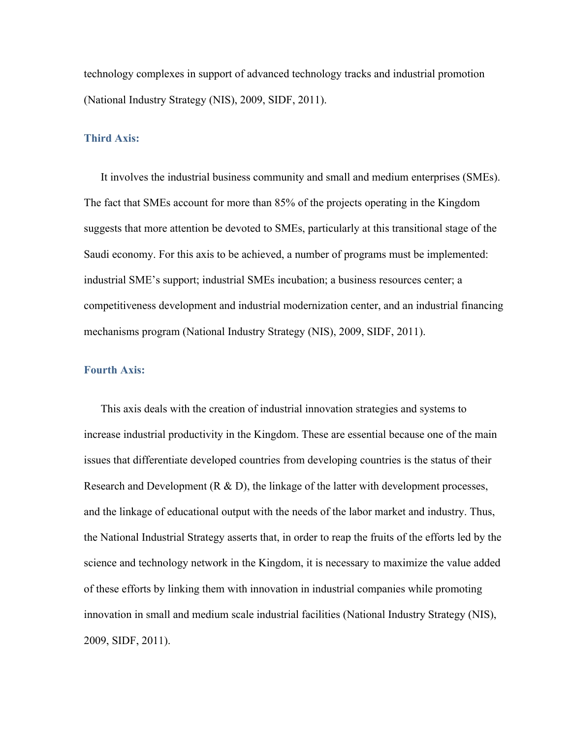technology complexes in support of advanced technology tracks and industrial promotion (National Industry Strategy (NIS), 2009, SIDF, 2011).

### Third Axis:

It involves the industrial business community and small and medium enterprises (SMEs). The fact that SMEs account for more than 85% of the projects operating in the Kingdom suggests that more attention be devoted to SMEs, particularly at this transitional stage of the Saudi economy. For this axis to be achieved, a number of programs must be implemented: industrial SME's support; industrial SMEs incubation; a business resources center; a competitiveness development and industrial modernization center, and an industrial financing mechanisms program (National Industry Strategy (NIS), 2009, SIDF, 2011).

### Fourth Axis:

This axis deals with the creation of industrial innovation strategies and systems to increase industrial productivity in the Kingdom. These are essential because one of the main issues that differentiate developed countries from developing countries is the status of their Research and Development (R & D), the linkage of the latter with development processes, and the linkage of educational output with the needs of the labor market and industry. Thus, the National Industrial Strategy asserts that, in order to reap the fruits of the efforts led by the science and technology network in the Kingdom, it is necessary to maximize the value added of these efforts by linking them with innovation in industrial companies while promoting innovation in small and medium scale industrial facilities (National Industry Strategy (NIS), 2009, SIDF, 2011).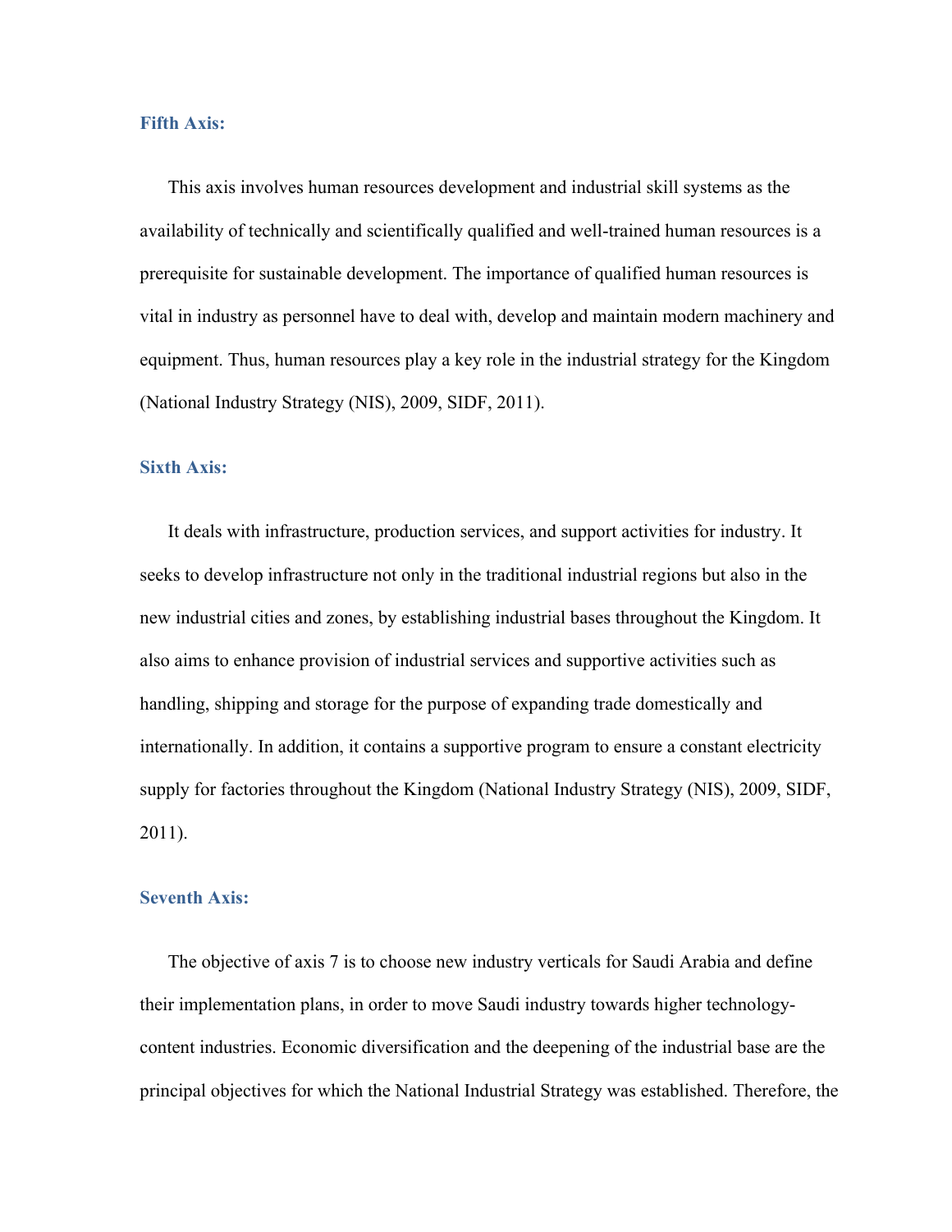### Fifth Axis:

This axis involves human resources development and industrial skill systems as the availability of technically and scientifically qualified and well-trained human resources is a prerequisite for sustainable development. The importance of qualified human resources is vital in industry as personnel have to deal with, develop and maintain modern machinery and equipment. Thus, human resources play a key role in the industrial strategy for the Kingdom (National Industry Strategy (NIS), 2009, SIDF, 2011).

### Sixth Axis:

It deals with infrastructure, production services, and support activities for industry. It seeks to develop infrastructure not only in the traditional industrial regions but also in the new industrial cities and zones, by establishing industrial bases throughout the Kingdom. It also aims to enhance provision of industrial services and supportive activities such as handling, shipping and storage for the purpose of expanding trade domestically and internationally. In addition, it contains a supportive program to ensure a constant electricity supply for factories throughout the Kingdom (National Industry Strategy (NIS), 2009, SIDF, 2011).

### Seventh Axis:

The objective of axis 7 is to choose new industry verticals for Saudi Arabia and define their implementation plans, in order to move Saudi industry towards higher technology-content industries. Economic diversification and the deepening of the industrial base are the principal objectives for which the National Industrial Strategy was established. Therefore, the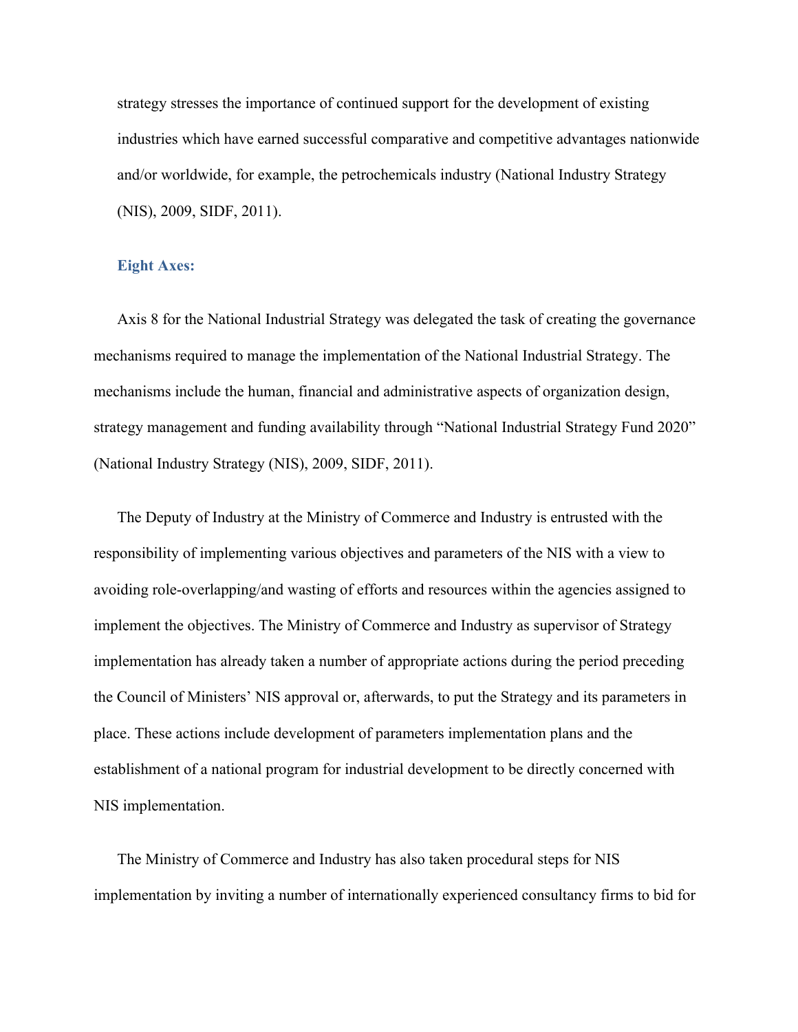strategy stresses the importance of continued support for the development of existing industries which have earned successful comparative and competitive advantages nationwide and/or worldwide, for example, the petrochemicals industry (National Industry Strategy (NIS), 2009, SIDF, 2011).

### Eight Axes:

Axis 8 for the National Industrial Strategy was delegated the task of creating the governance mechanisms required to manage the implementation of the National Industrial Strategy. The mechanisms include the human, financial and administrative aspects of organization design, strategy management and funding availability through "National Industrial Strategy Fund 2020" (National Industry Strategy (NIS), 2009, SIDF, 2011).

The Deputy of Industry at the Ministry of Commerce and Industry is entrusted with the responsibility of implementing various objectives and parameters of the NIS with a view to avoiding role-overlapping/and wasting of efforts and resources within the agencies assigned to implement the objectives. The Ministry of Commerce and Industry as supervisor of Strategy implementation has already taken a number of appropriate actions during the period preceding the Council of Ministers' NIS approval or, afterwards, to put the Strategy and its parameters in place. These actions include development of parameters implementation plans and the establishment of a national program for industrial development to be directly concerned with NIS implementation.

The Ministry of Commerce and Industry has also taken procedural steps for NIS implementation by inviting a number of internationally experienced consultancy firms to bid for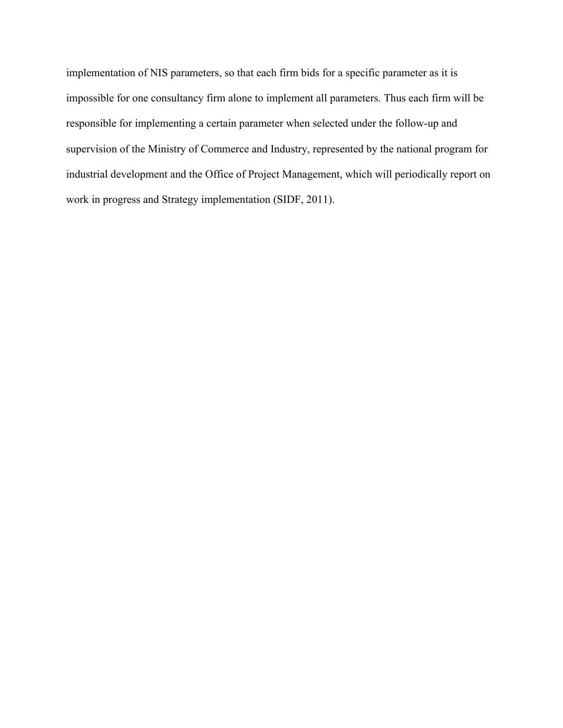implementation of NIS parameters, so that each firm bids for a specific parameter as it is impossible for one consultancy firm alone to implement all parameters. Thus each firm will be responsible for implementing a certain parameter when selected under the follow-up and supervision of the Ministry of Commerce and Industry, represented by the national program for industrial development and the Office of Project Management, which will periodically report on work in progress and Strategy implementation (SIDF, 2011).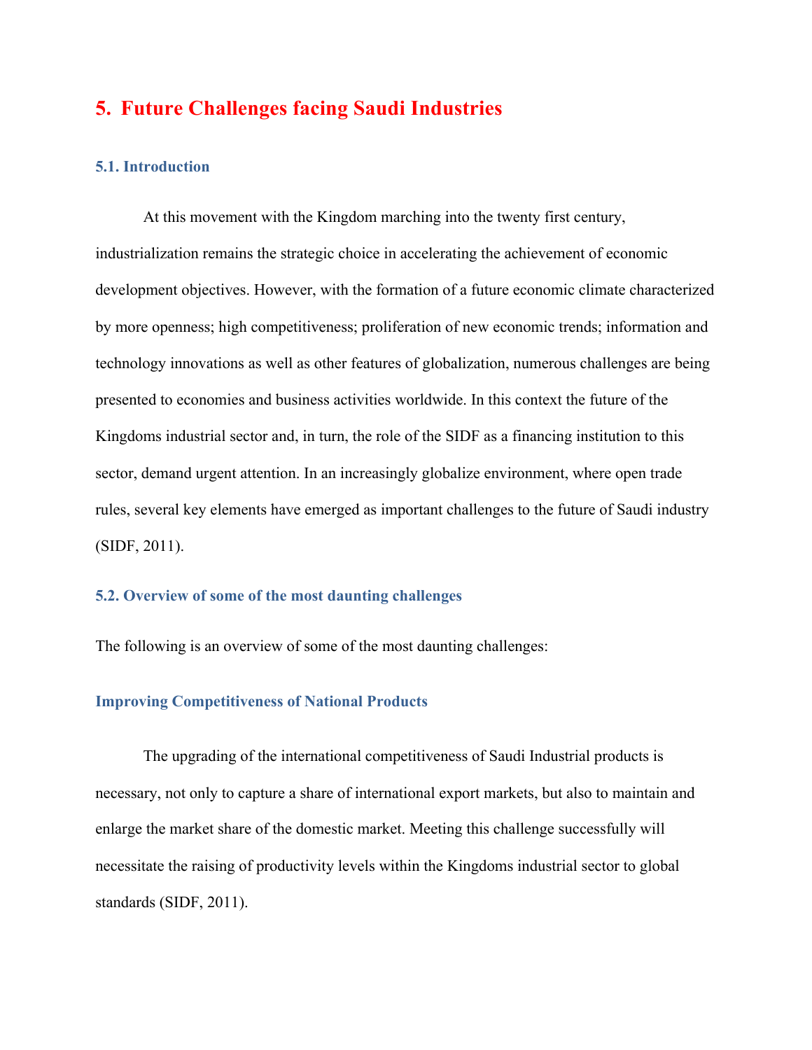# 5. Future Challenges facing Saudi Industries

## 5.1. Introduction

At this movement with the Kingdom marching into the twenty first century, industrialization remains the strategic choice in accelerating the achievement of economic development objectives. However, with the formation of a future economic climate characterized by more openness; high competitiveness; proliferation of new economic trends; information and technology innovations as well as other features of globalization, numerous challenges are being presented to economies and business activities worldwide. In this context the future of the Kingdoms industrial sector and, in turn, the role of the SIDF as a financing institution to this sector, demand urgent attention. In an increasingly globalize environment, where open trade rules, several key elements have emerged as important challenges to the future of Saudi industry (SIDF, 2011).

## 5.2. Overview of some of the most daunting challenges

The following is an overview of some of the most daunting challenges:

### Improving Competitiveness of National Products

The upgrading of the international competitiveness of Saudi Industrial products is necessary, not only to capture a share of international export markets, but also to maintain and enlarge the market share of the domestic market. Meeting this challenge successfully will necessitate the raising of productivity levels within the Kingdoms industrial sector to global standards (SIDF, 2011).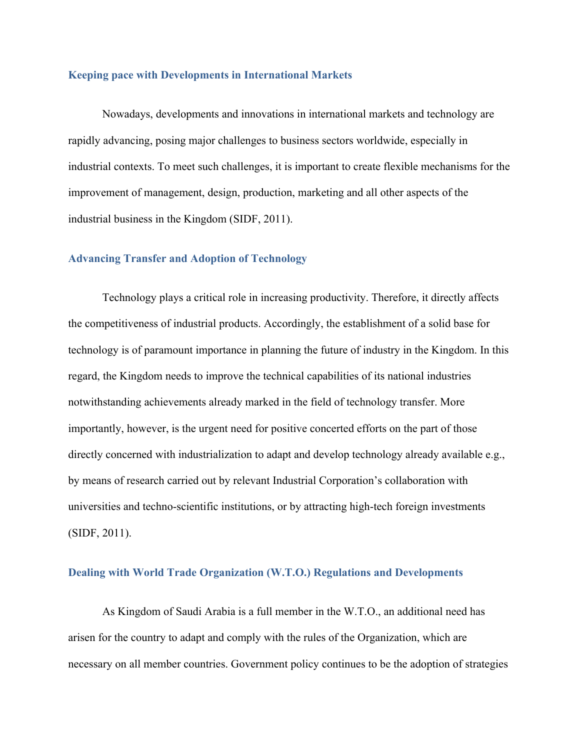### Keeping pace with Developments in International Markets

Nowadays, developments and innovations in international markets and technology are rapidly advancing, posing major challenges to business sectors worldwide, especially in industrial contexts. To meet such challenges, it is important to create flexible mechanisms for the improvement of management, design, production, marketing and all other aspects of the industrial business in the Kingdom (SIDF, 2011).

### Advancing Transfer and Adoption of Technology

Technology plays a critical role in increasing productivity. Therefore, it directly affects the competitiveness of industrial products. Accordingly, the establishment of a solid base for technology is of paramount importance in planning the future of industry in the Kingdom. In this regard, the Kingdom needs to improve the technical capabilities of its national industries notwithstanding achievements already marked in the field of technology transfer. More importantly, however, is the urgent need for positive concerted efforts on the part of those directly concerned with industrialization to adapt and develop technology already available e.g., by means of research carried out by relevant Industrial Corporation's collaboration with universities and techno-scientific institutions, or by attracting high-tech foreign investments (SIDF, 2011).

### Dealing with World Trade Organization (W.T.O.) Regulations and Developments

As Kingdom of Saudi Arabia is a full member in the W.T.O., an additional need has arisen for the country to adapt and comply with the rules of the Organization, which are necessary on all member countries. Government policy continues to be the adoption of strategies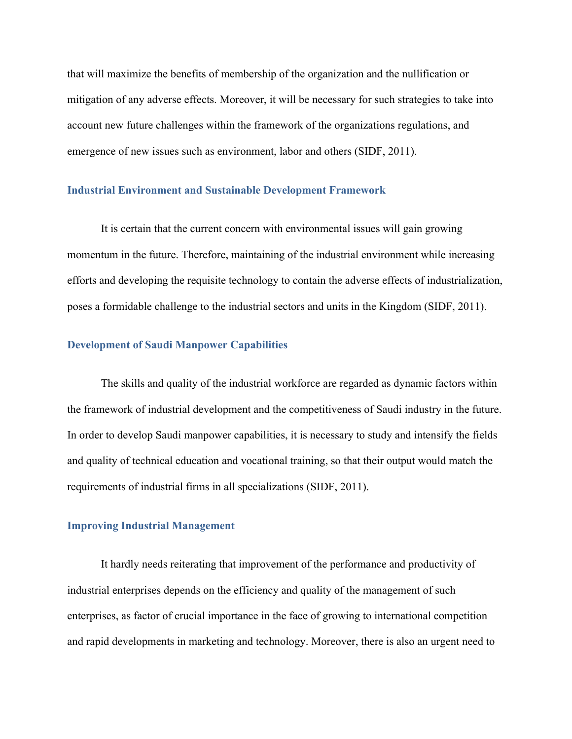that will maximize the benefits of membership of the organization and the nullification or mitigation of any adverse effects. Moreover, it will be necessary for such strategies to take into account new future challenges within the framework of the organizations regulations, and emergence of new issues such as environment, labor and others (SIDF, 2011).

### Industrial Environment and Sustainable Development Framework

It is certain that the current concern with environmental issues will gain growing momentum in the future. Therefore, maintaining of the industrial environment while increasing efforts and developing the requisite technology to contain the adverse effects of industrialization, poses a formidable challenge to the industrial sectors and units in the Kingdom (SIDF, 2011).

### Development of Saudi Manpower Capabilities

The skills and quality of the industrial workforce are regarded as dynamic factors within the framework of industrial development and the competitiveness of Saudi industry in the future. In order to develop Saudi manpower capabilities, it is necessary to study and intensify the fields and quality of technical education and vocational training, so that their output would match the requirements of industrial firms in all specializations (SIDF, 2011).

### Improving Industrial Management

It hardly needs reiterating that improvement of the performance and productivity of industrial enterprises depends on the efficiency and quality of the management of such enterprises, as factor of crucial importance in the face of growing to international competition and rapid developments in marketing and technology. Moreover, there is also an urgent need to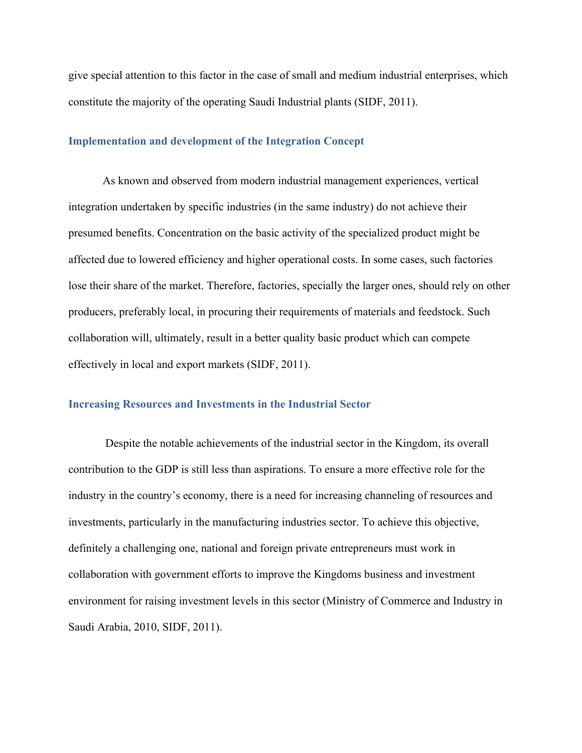give special attention to this factor in the case of small and medium industrial enterprises, which constitute the majority of the operating Saudi Industrial plants (SIDF, 2011).

### Implementation and development of the Integration Concept

As known and observed from modern industrial management experiences, vertical integration undertaken by specific industries (in the same industry) do not achieve their presumed benefits. Concentration on the basic activity of the specialized product might be affected due to lowered efficiency and higher operational costs. In some cases, such factories lose their share of the market. Therefore, factories, specially the larger ones, should rely on other producers, preferably local, in procuring their requirements of materials and feedstock. Such collaboration will, ultimately, result in a better quality basic product which can compete effectively in local and export markets (SIDF, 2011).

### Increasing Resources and Investments in the Industrial Sector

Despite the notable achievements of the industrial sector in the Kingdom, its overall contribution to the GDP is still less than aspirations. To ensure a more effective role for the industry in the country's economy, there is a need for increasing channeling of resources and investments, particularly in the manufacturing industries sector. To achieve this objective, definitely a challenging one, national and foreign private entrepreneurs must work in collaboration with government efforts to improve the Kingdoms business and investment environment for raising investment levels in this sector (Ministry of Commerce and Industry in Saudi Arabia, 2010, SIDF, 2011).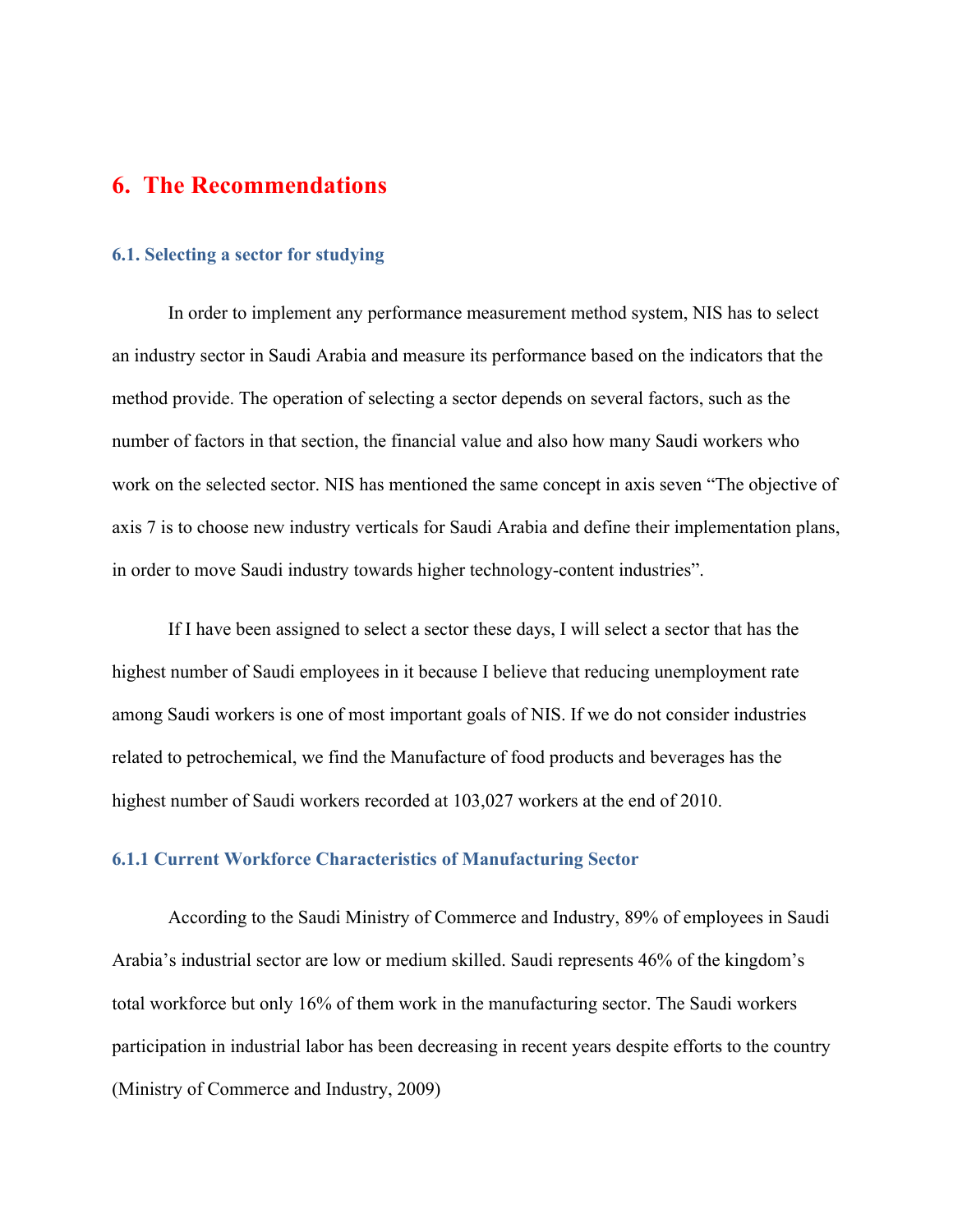# 6. The Recommendations

### 6.1. Selecting a sector for studying

In order to implement any performance measurement method system, NIS has to select an industry sector in Saudi Arabia and measure its performance based on the indicators that the method provide. The operation of selecting a sector depends on several factors, such as the number of factors in that section, the financial value and also how many Saudi workers who work on the selected sector. NIS has mentioned the same concept in axis seven "The objective of axis 7 is to choose new industry verticals for Saudi Arabia and define their implementation plans, in order to move Saudi industry towards higher technology-content industries".

If I have been assigned to select a sector these days, I will select a sector that has the highest number of Saudi employees in it because I believe that reducing unemployment rate among Saudi workers is one of most important goals of NIS. If we do not consider industries related to petrochemical, we find the Manufacture of food products and beverages has the highest number of Saudi workers recorded at 103,027 workers at the end of 2010.

### 6.1.1 Current Workforce Characteristics of Manufacturing Sector

According to the Saudi Ministry of Commerce and Industry, 89% of employees in Saudi Arabia's industrial sector are low or medium skilled. Saudi represents 46% of the kingdom's total workforce but only 16% of them work in the manufacturing sector. The Saudi workers participation in industrial labor has been decreasing in recent years despite efforts to the country (Ministry of Commerce and Industry, 2009)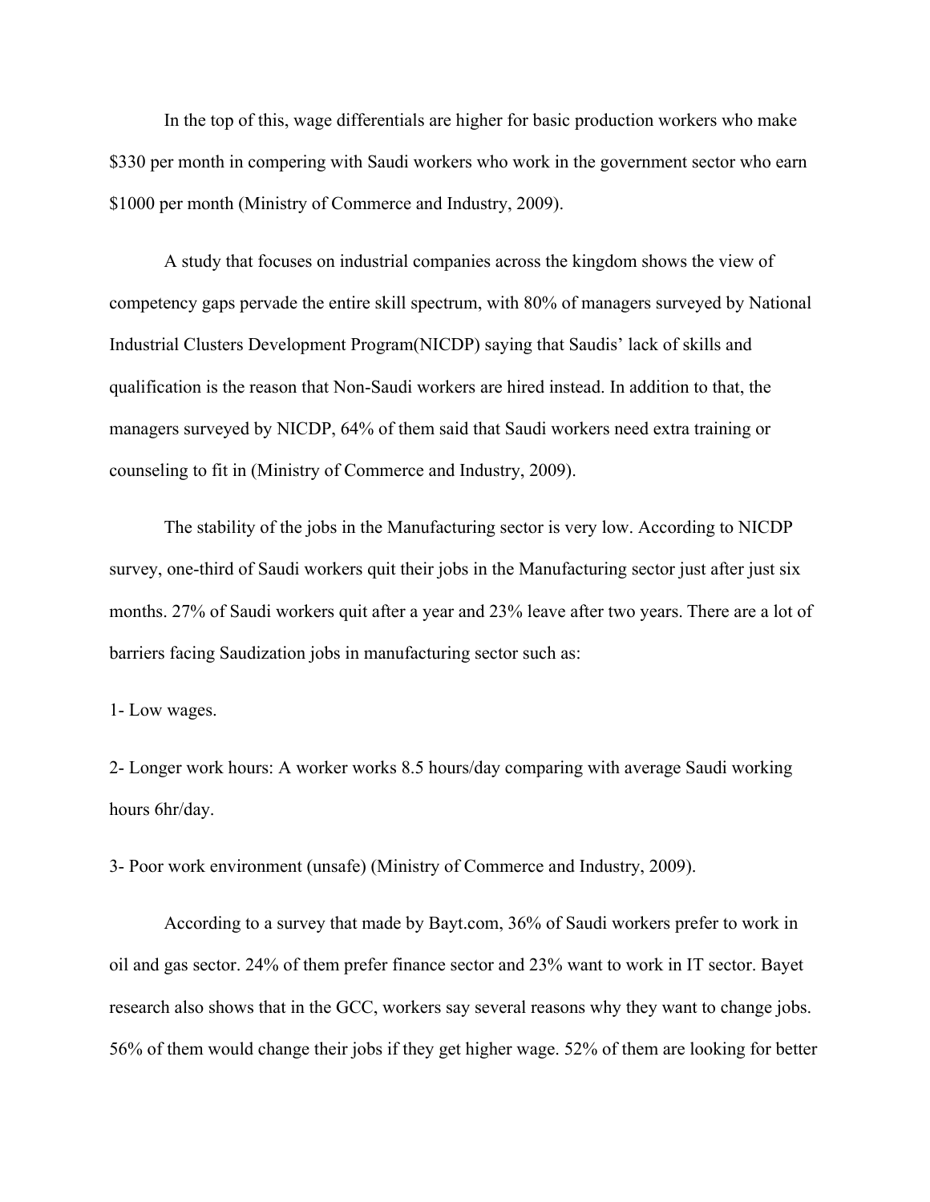In the top of this, wage differentials are higher for basic production workers who make $330 per month in compering with Saudi workers who work in the government sector who earn $1000 per month (Ministry of Commerce and Industry, 2009).

A study that focuses on industrial companies across the kingdom shows the view of competency gaps pervade the entire skill spectrum, with 80% of managers surveyed by National Industrial Clusters Development Program(NICDP) saying that Saudis' lack of skills and qualification is the reason that Non-Saudi workers are hired instead. In addition to that, the managers surveyed by NICDP, 64% of them said that Saudi workers need extra training or counseling to fit in (Ministry of Commerce and Industry, 2009).

The stability of the jobs in the Manufacturing sector is very low. According to NICDP survey, one-third of Saudi workers quit their jobs in the Manufacturing sector just after just six months. 27% of Saudi workers quit after a year and 23% leave after two years. There are a lot of barriers facing Saudization jobs in manufacturing sector such as:

1- Low wages.

2- Longer work hours: A worker works 8.5 hours/day comparing with average Saudi working hours 6hr/day.

3- Poor work environment (unsafe) (Ministry of Commerce and Industry, 2009).

According to a survey that made by Bayt.com, 36% of Saudi workers prefer to work in oil and gas sector. 24% of them prefer finance sector and 23% want to work in IT sector. Bayet research also shows that in the GCC, workers say several reasons why they want to change jobs. 56% of them would change their jobs if they get higher wage. 52% of them are looking for better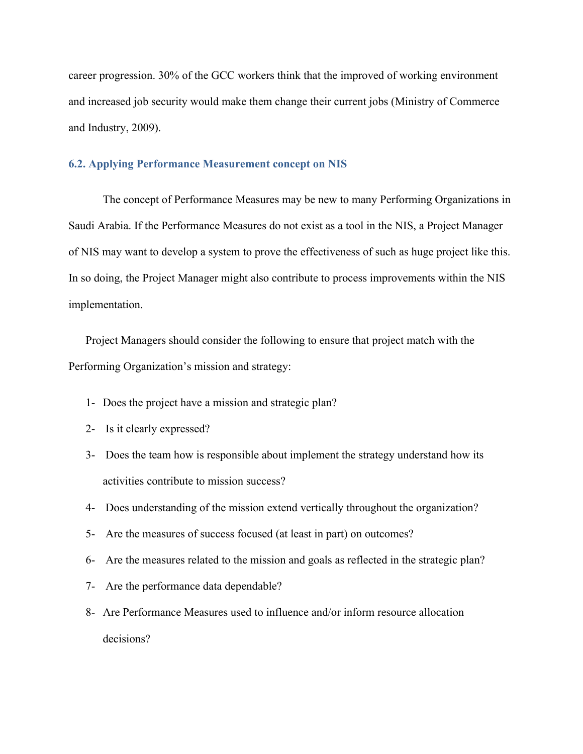career progression. 30% of the GCC workers think that the improved of working environment and increased job security would make them change their current jobs (Ministry of Commerce and Industry, 2009).

### 6.2. Applying Performance Measurement concept on NIS

The concept of Performance Measures may be new to many Performing Organizations in Saudi Arabia. If the Performance Measures do not exist as a tool in the NIS, a Project Manager of NIS may want to develop a system to prove the effectiveness of such as huge project like this. In so doing, the Project Manager might also contribute to process improvements within the NIS implementation.

Project Managers should consider the following to ensure that project match with the Performing Organization's mission and strategy:

1- Does the project have a mission and strategic plan?
2- Is it clearly expressed?
3- Does the team how is responsible about implement the strategy understand how its activities contribute to mission success?
4- Does understanding of the mission extend vertically throughout the organization?
5- Are the measures of success focused (at least in part) on outcomes?
6- Are the measures related to the mission and goals as reflected in the strategic plan?
7- Are the performance data dependable?
8- Are Performance Measures used to influence and/or inform resource allocation decisions?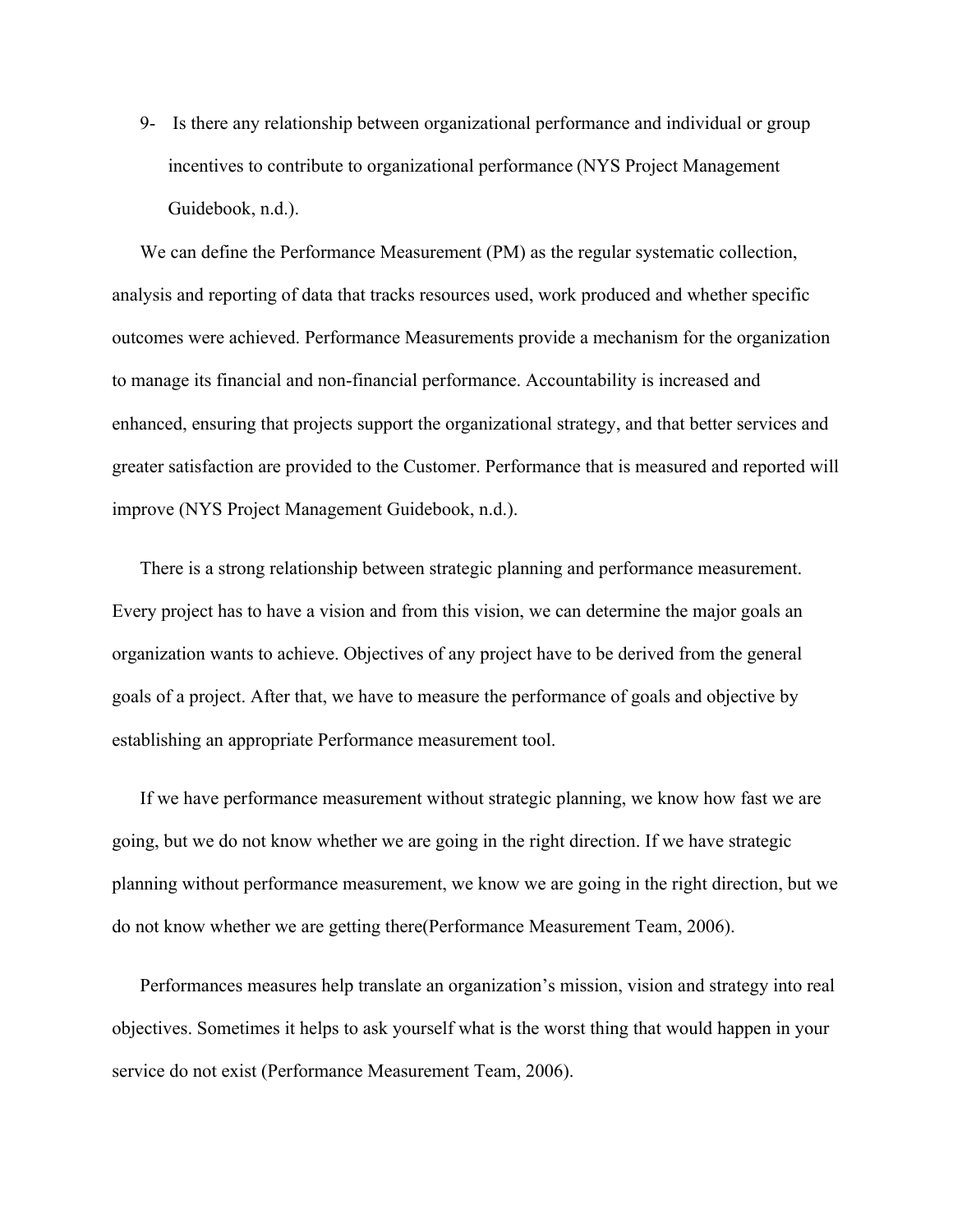9- Is there any relationship between organizational performance and individual or group incentives to contribute to organizational performance (NYS Project Management Guidebook, n.d.).

We can define the Performance Measurement (PM) as the regular systematic collection, analysis and reporting of data that tracks resources used, work produced and whether specific outcomes were achieved. Performance Measurements provide a mechanism for the organization to manage its financial and non-financial performance. Accountability is increased and enhanced, ensuring that projects support the organizational strategy, and that better services and greater satisfaction are provided to the Customer. Performance that is measured and reported will improve (NYS Project Management Guidebook, n.d.).

There is a strong relationship between strategic planning and performance measurement. Every project has to have a vision and from this vision, we can determine the major goals an organization wants to achieve. Objectives of any project have to be derived from the general goals of a project. After that, we have to measure the performance of goals and objective by establishing an appropriate Performance measurement tool.

If we have performance measurement without strategic planning, we know how fast we are going, but we do not know whether we are going in the right direction. If we have strategic planning without performance measurement, we know we are going in the right direction, but we do not know whether we are getting there(Performance Measurement Team, 2006).

Performances measures help translate an organization's mission, vision and strategy into real objectives. Sometimes it helps to ask yourself what is the worst thing that would happen in your service do not exist (Performance Measurement Team, 2006).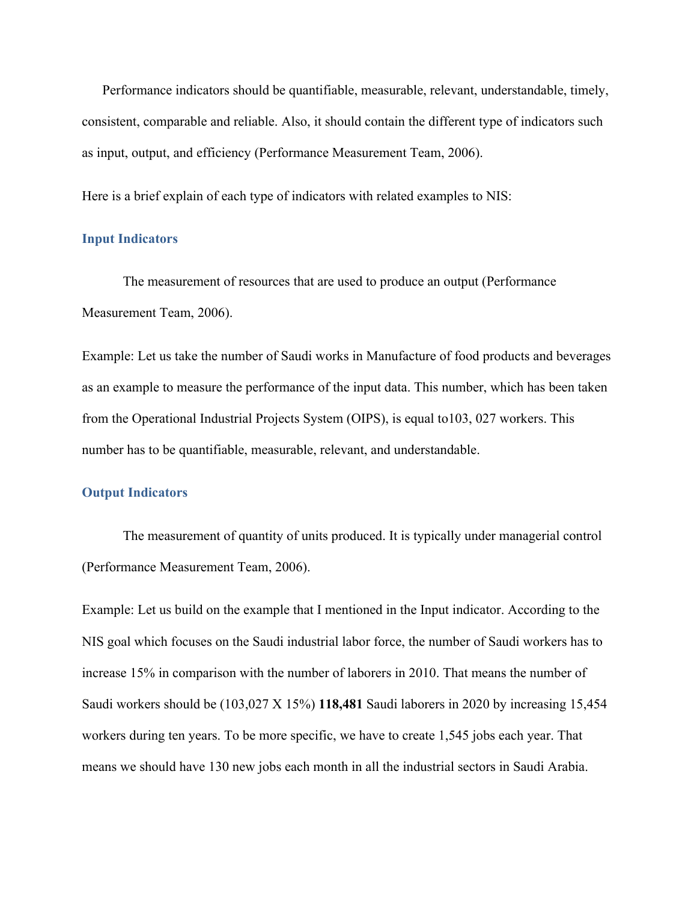Performance indicators should be quantifiable, measurable, relevant, understandable, timely, consistent, comparable and reliable. Also, it should contain the different type of indicators such as input, output, and efficiency (Performance Measurement Team, 2006).

Here is a brief explain of each type of indicators with related examples to NIS:

### Input Indicators

The measurement of resources that are used to produce an output (Performance Measurement Team, 2006).

Example: Let us take the number of Saudi works in Manufacture of food products and beverages as an example to measure the performance of the input data. This number, which has been taken from the Operational Industrial Projects System (OIPS), is equal to103, 027 workers. This number has to be quantifiable, measurable, relevant, and understandable.

### Output Indicators

The measurement of quantity of units produced. It is typically under managerial control (Performance Measurement Team, 2006).

Example: Let us build on the example that I mentioned in the Input indicator. According to the NIS goal which focuses on the Saudi industrial labor force, the number of Saudi workers has to increase 15% in comparison with the number of laborers in 2010. That means the number of Saudi workers should be (103,027 X 15%) **118,481** Saudi laborers in 2020 by increasing 15,454 workers during ten years. To be more specific, we have to create 1,545 jobs each year. That means we should have 130 new jobs each month in all the industrial sectors in Saudi Arabia.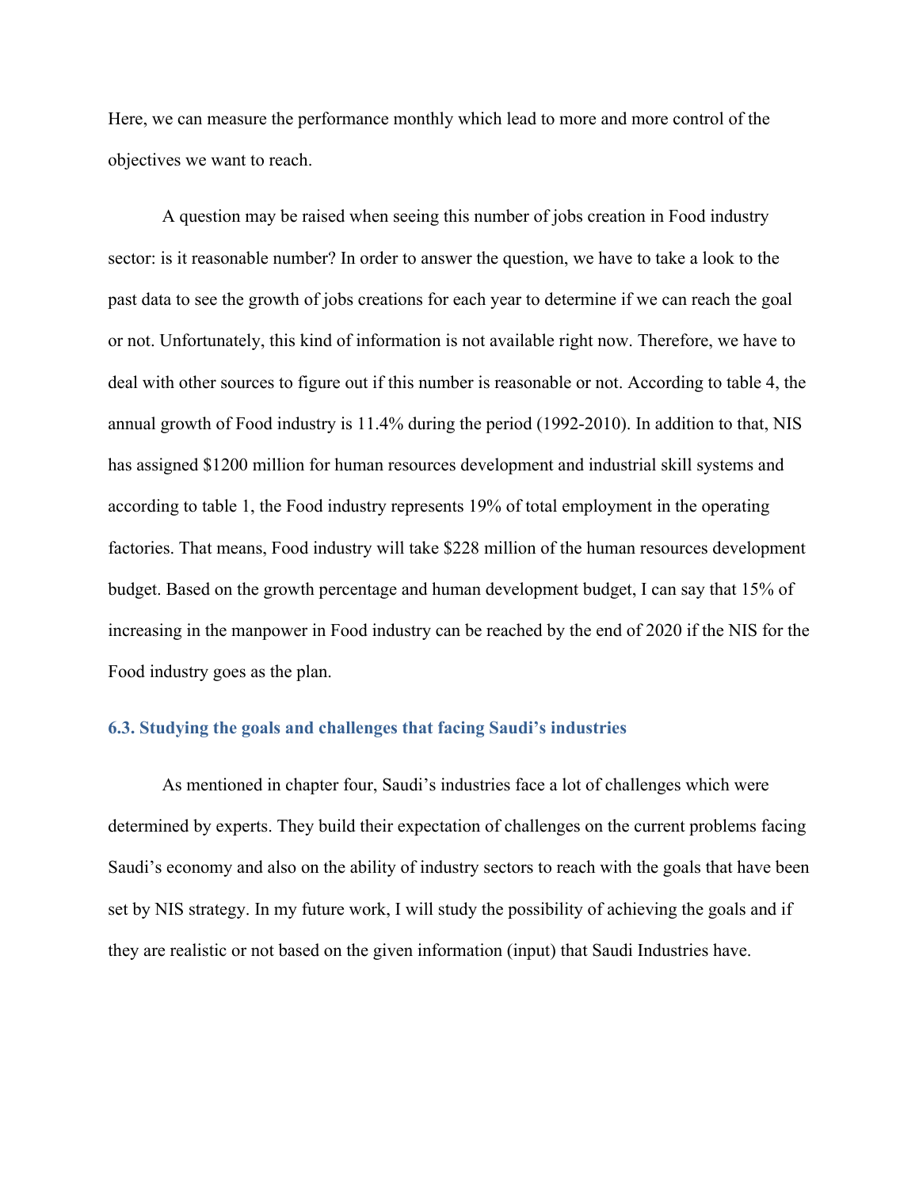Here, we can measure the performance monthly which lead to more and more control of the objectives we want to reach.

A question may be raised when seeing this number of jobs creation in Food industry sector: is it reasonable number? In order to answer the question, we have to take a look to the past data to see the growth of jobs creations for each year to determine if we can reach the goal or not. Unfortunately, this kind of information is not available right now. Therefore, we have to deal with other sources to figure out if this number is reasonable or not. According to table 4, the annual growth of Food industry is 11.4% during the period (1992-2010). In addition to that, NIS has assigned $1200 million for human resources development and industrial skill systems and according to table 1, the Food industry represents 19% of total employment in the operating factories. That means, Food industry will take $228 million of the human resources development budget. Based on the growth percentage and human development budget, I can say that 15% of increasing in the manpower in Food industry can be reached by the end of 2020 if the NIS for the Food industry goes as the plan.

### 6.3. Studying the goals and challenges that facing Saudi's industries

As mentioned in chapter four, Saudi's industries face a lot of challenges which were determined by experts. They build their expectation of challenges on the current problems facing Saudi's economy and also on the ability of industry sectors to reach with the goals that have been set by NIS strategy. In my future work, I will study the possibility of achieving the goals and if they are realistic or not based on the given information (input) that Saudi Industries have.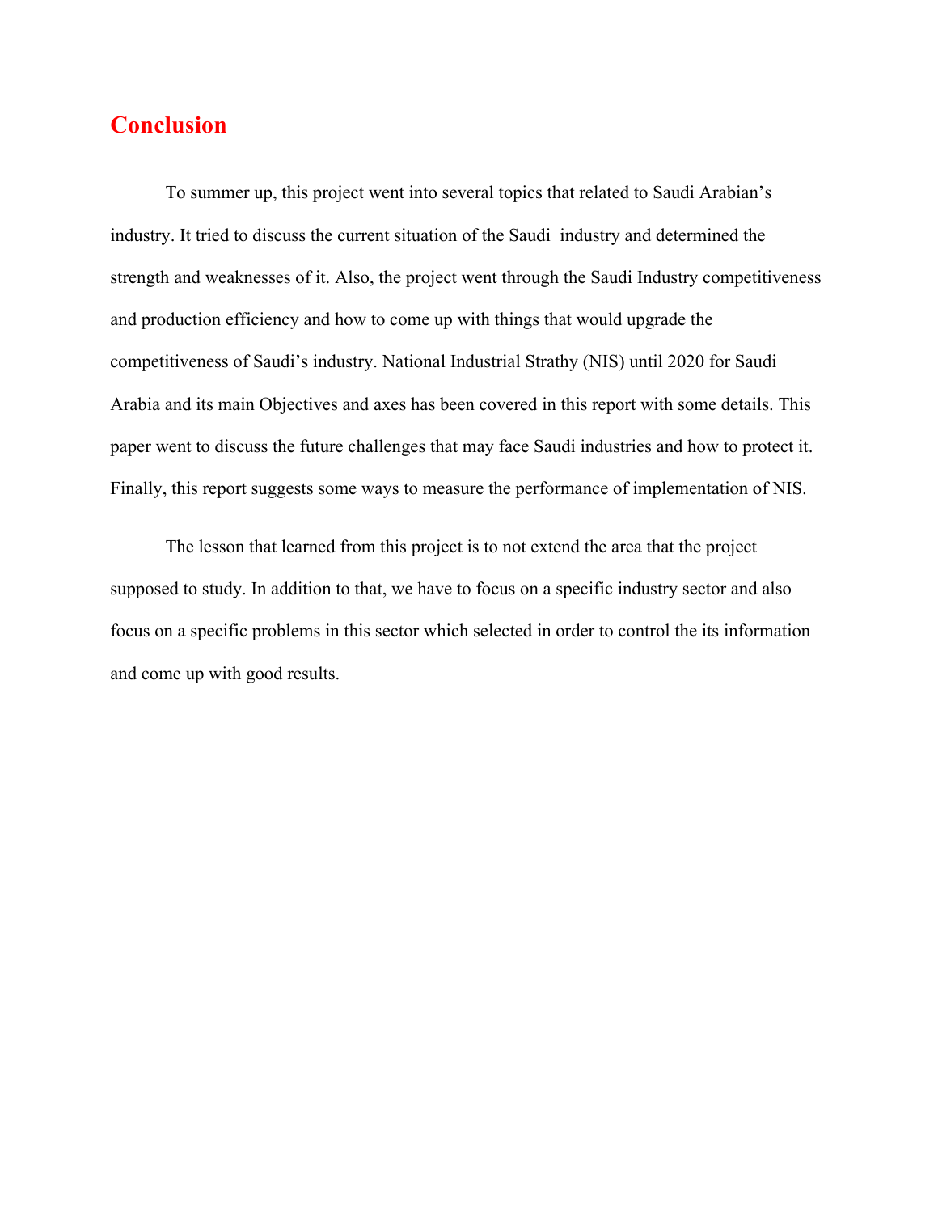# Conclusion

To summer up, this project went into several topics that related to Saudi Arabian's industry. It tried to discuss the current situation of the Saudi industry and determined the strength and weaknesses of it. Also, the project went through the Saudi Industry competitiveness and production efficiency and how to come up with things that would upgrade the competitiveness of Saudi's industry. National Industrial Strathy (NIS) until 2020 for Saudi Arabia and its main Objectives and axes has been covered in this report with some details. This paper went to discuss the future challenges that may face Saudi industries and how to protect it. Finally, this report suggests some ways to measure the performance of implementation of NIS.

The lesson that learned from this project is to not extend the area that the project supposed to study. In addition to that, we have to focus on a specific industry sector and also focus on a specific problems in this sector which selected in order to control the its information and come up with good results.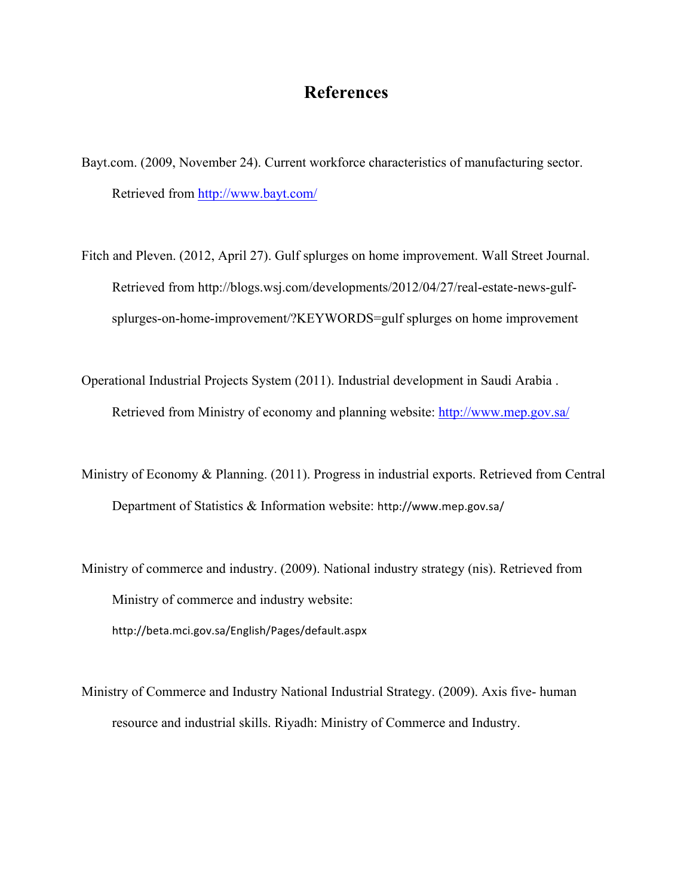# References

Bayt.com. (2009, November 24). Current workforce characteristics of manufacturing sector. Retrieved from http://www.bayt.com/

Fitch and Pleven. (2012, April 27). Gulf splurges on home improvement. Wall Street Journal. Retrieved from http://blogs.wsj.com/developments/2012/04/27/real-estate-news-gulf-splurges-on-home-improvement/?KEYWORDS=gulf splurges on home improvement

Operational Industrial Projects System (2011). Industrial development in Saudi Arabia . Retrieved from Ministry of economy and planning website: http://www.mep.gov.sa/

Ministry of Economy & Planning. (2011). Progress in industrial exports. Retrieved from Central Department of Statistics & Information website: http://www.mep.gov.sa/

Ministry of commerce and industry. (2009). National industry strategy (nis). Retrieved from Ministry of commerce and industry website: http://beta.mci.gov.sa/English/Pages/default.aspx

Ministry of Commerce and Industry National Industrial Strategy. (2009). Axis five- human resource and industrial skills. Riyadh: Ministry of Commerce and Industry.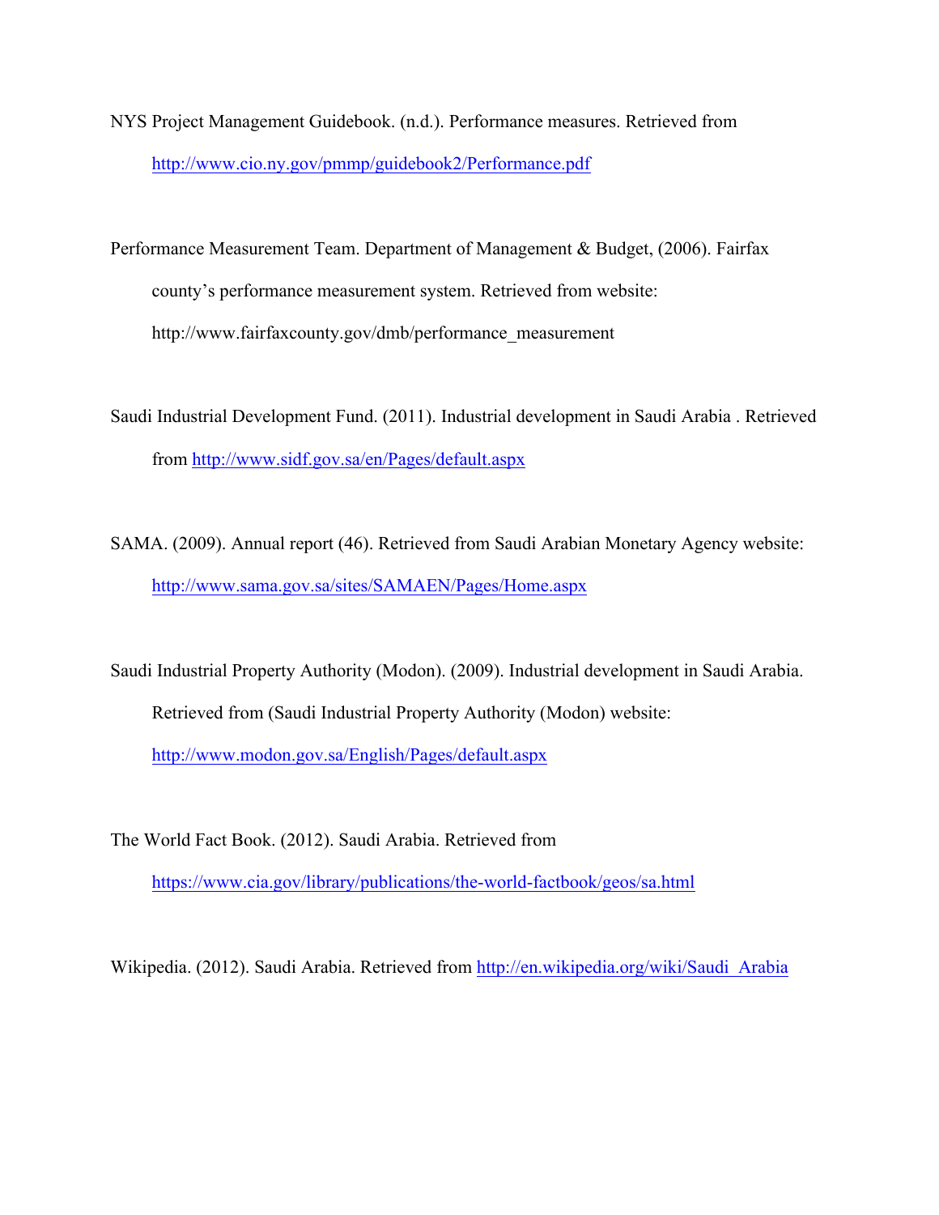NYS Project Management Guidebook. (n.d.). Performance measures. Retrieved from http://www.cio.ny.gov/pmmp/guidebook2/Performance.pdf

Performance Measurement Team. Department of Management & Budget, (2006). Fairfax county's performance measurement system. Retrieved from website: http://www.fairfaxcounty.gov/dmb/performance_measurement

Saudi Industrial Development Fund. (2011). Industrial development in Saudi Arabia . Retrieved from http://www.sidf.gov.sa/en/Pages/default.aspx

SAMA. (2009). Annual report (46). Retrieved from Saudi Arabian Monetary Agency website: http://www.sama.gov.sa/sites/SAMAEN/Pages/Home.aspx

Saudi Industrial Property Authority (Modon). (2009). Industrial development in Saudi Arabia. Retrieved from (Saudi Industrial Property Authority (Modon) website: http://www.modon.gov.sa/English/Pages/default.aspx

The World Fact Book. (2012). Saudi Arabia. Retrieved from https://www.cia.gov/library/publications/the-world-factbook/geos/sa.html

Wikipedia. (2012). Saudi Arabia. Retrieved from http://en.wikipedia.org/wiki/Saudi_Arabia